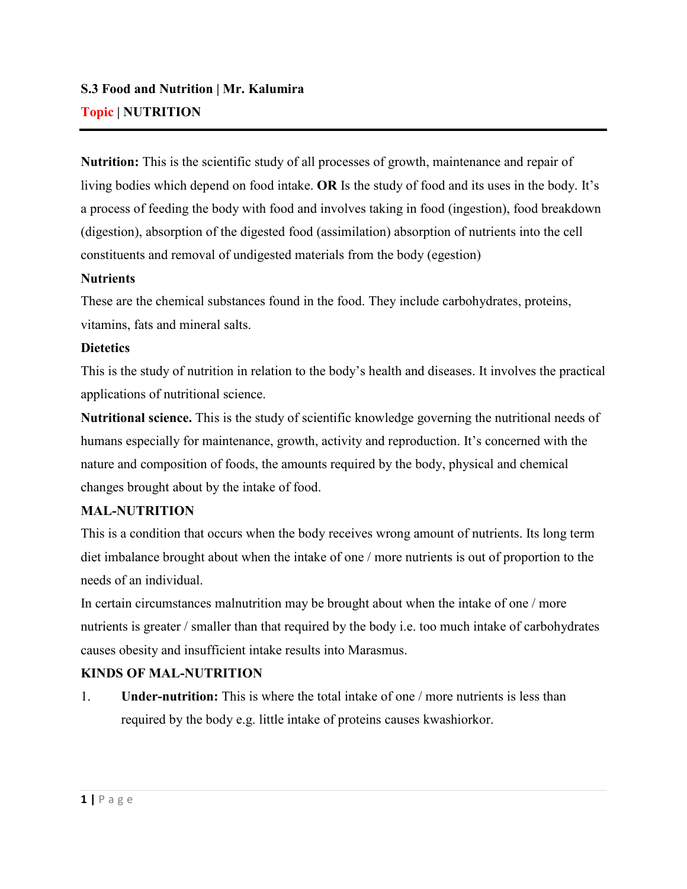**S.3 Food and Nutrition | Mr. Kalumira**

**Topic | NUTRITION**

---

**Nutrition:** This is the scientific study of all processes of growth, maintenance and repair of living bodies which depend on food intake. **OR** Is the study of food and its uses in the body. It's a process of feeding the body with food and involves taking in food (ingestion), food breakdown (digestion), absorption of the digested food (assimilation) absorption of nutrients into the cell constituents and removal of undigested materials from the body (egestion)

**Nutrients**

These are the chemical substances found in the food. They include carbohydrates, proteins, vitamins, fats and mineral salts.

**Dietetics**

This is the study of nutrition in relation to the body's health and diseases. It involves the practical applications of nutritional science.

**Nutritional science.** This is the study of scientific knowledge governing the nutritional needs of humans especially for maintenance, growth, activity and reproduction. It's concerned with the nature and composition of foods, the amounts required by the body, physical and chemical changes brought about by the intake of food.

**MAL-NUTRITION**

This is a condition that occurs when the body receives wrong amount of nutrients. Its long term diet imbalance brought about when the intake of one / more nutrients is out of proportion to the needs of an individual.

In certain circumstances malnutrition may be brought about when the intake of one / more nutrients is greater / smaller than that required by the body i.e. too much intake of carbohydrates causes obesity and insufficient intake results into Marasmus.

**KINDS OF MAL-NUTRITION**

1. **Under-nutrition:** This is where the total intake of one / more nutrients is less than required by the body e.g. little intake of proteins causes kwashiorkor.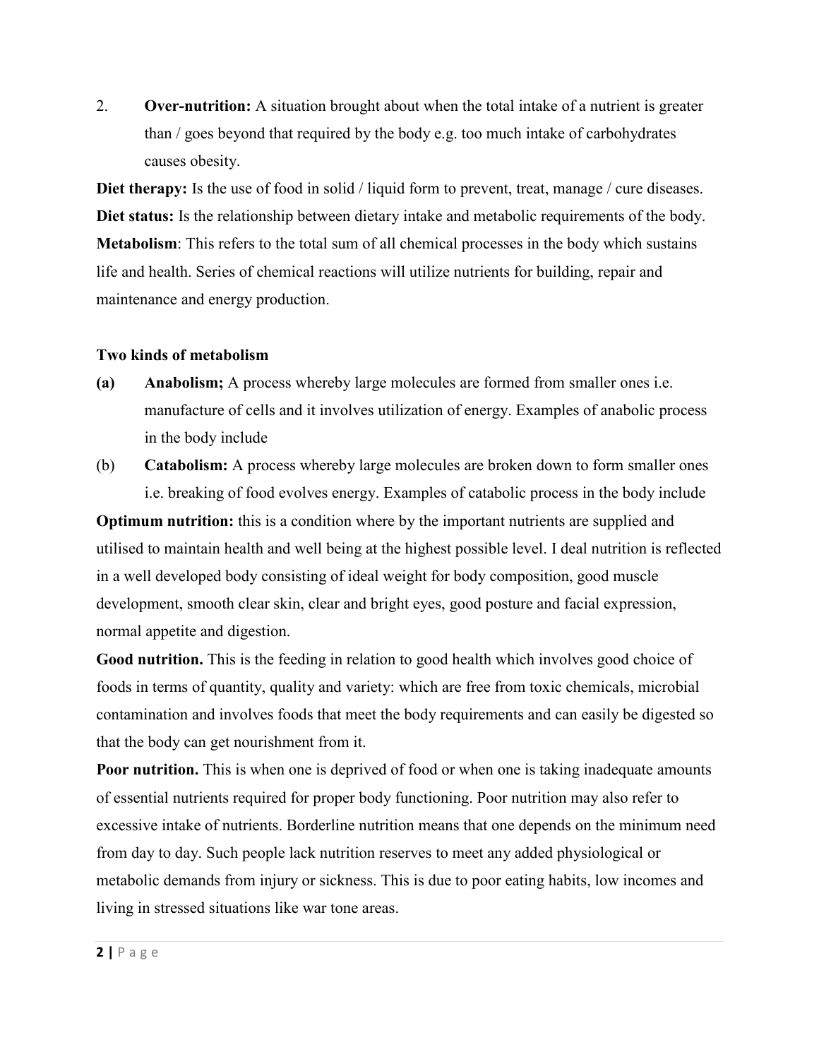2. **Over-nutrition:** A situation brought about when the total intake of a nutrient is greater than / goes beyond that required by the body e.g. too much intake of carbohydrates causes obesity.

**Diet therapy:** Is the use of food in solid / liquid form to prevent, treat, manage / cure diseases.

**Diet status:** Is the relationship between dietary intake and metabolic requirements of the body.

**Metabolism**: This refers to the total sum of all chemical processes in the body which sustains life and health. Series of chemical reactions will utilize nutrients for building, repair and maintenance and energy production.

**Two kinds of metabolism**

**(a)** **Anabolism;** A process whereby large molecules are formed from smaller ones i.e. manufacture of cells and it involves utilization of energy. Examples of anabolic process in the body include

(b) **Catabolism:** A process whereby large molecules are broken down to form smaller ones i.e. breaking of food evolves energy. Examples of catabolic process in the body include

**Optimum nutrition:** this is a condition where by the important nutrients are supplied and utilised to maintain health and well being at the highest possible level. I deal nutrition is reflected in a well developed body consisting of ideal weight for body composition, good muscle development, smooth clear skin, clear and bright eyes, good posture and facial expression, normal appetite and digestion.

**Good nutrition.** This is the feeding in relation to good health which involves good choice of foods in terms of quantity, quality and variety: which are free from toxic chemicals, microbial contamination and involves foods that meet the body requirements and can easily be digested so that the body can get nourishment from it.

**Poor nutrition.** This is when one is deprived of food or when one is taking inadequate amounts of essential nutrients required for proper body functioning. Poor nutrition may also refer to excessive intake of nutrients. Borderline nutrition means that one depends on the minimum need from day to day. Such people lack nutrition reserves to meet any added physiological or metabolic demands from injury or sickness. This is due to poor eating habits, low incomes and living in stressed situations like war tone areas.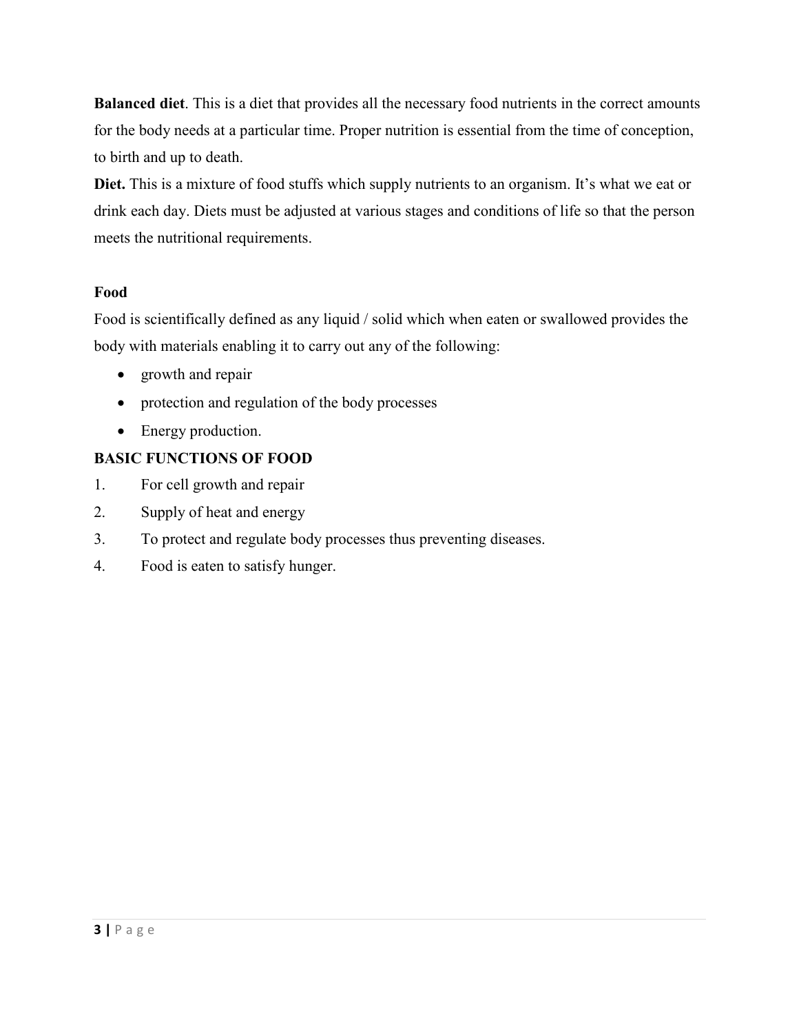**Balanced diet**. This is a diet that provides all the necessary food nutrients in the correct amounts for the body needs at a particular time. Proper nutrition is essential from the time of conception, to birth and up to death.

**Diet.** This is a mixture of food stuffs which supply nutrients to an organism. It's what we eat or drink each day. Diets must be adjusted at various stages and conditions of life so that the person meets the nutritional requirements.

**Food**

Food is scientifically defined as any liquid / solid which when eaten or swallowed provides the body with materials enabling it to carry out any of the following:

- growth and repair
- protection and regulation of the body processes
- Energy production.

**BASIC FUNCTIONS OF FOOD**

1. For cell growth and repair
2. Supply of heat and energy
3. To protect and regulate body processes thus preventing diseases.
4. Food is eaten to satisfy hunger.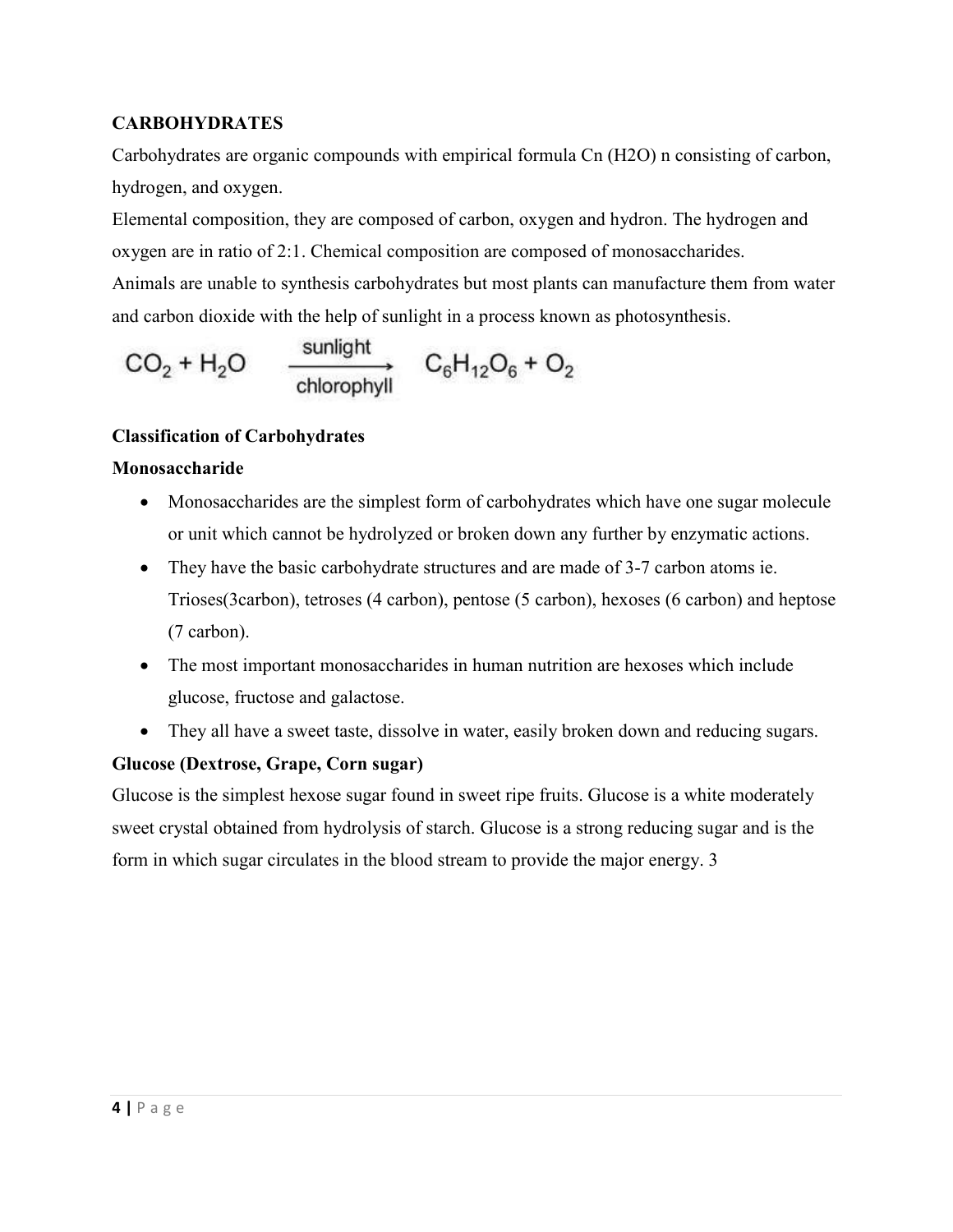**CARBOHYDRATES**

Carbohydrates are organic compounds with empirical formula Cn (H2O) n consisting of carbon, hydrogen, and oxygen.

Elemental composition, they are composed of carbon, oxygen and hydron. The hydrogen and oxygen are in ratio of 2:1. Chemical composition are composed of monosaccharides.

Animals are unable to synthesis carbohydrates but most plants can manufacture them from water and carbon dioxide with the help of sunlight in a process known as photosynthesis.

$$CO_2 + H_2O \xrightarrow[\text{chlorophyll}]{\text{sunlight}} C_6H_{12}O_6 + O_2$$

**Classification of Carbohydrates**

**Monosaccharide**

- Monosaccharides are the simplest form of carbohydrates which have one sugar molecule or unit which cannot be hydrolyzed or broken down any further by enzymatic actions.
- They have the basic carbohydrate structures and are made of 3-7 carbon atoms ie. Trioses(3carbon), tetroses (4 carbon), pentose (5 carbon), hexoses (6 carbon) and heptose (7 carbon).
- The most important monosaccharides in human nutrition are hexoses which include glucose, fructose and galactose.
- They all have a sweet taste, dissolve in water, easily broken down and reducing sugars.

**Glucose (Dextrose, Grape, Corn sugar)**

Glucose is the simplest hexose sugar found in sweet ripe fruits. Glucose is a white moderately sweet crystal obtained from hydrolysis of starch. Glucose is a strong reducing sugar and is the form in which sugar circulates in the blood stream to provide the major energy. 3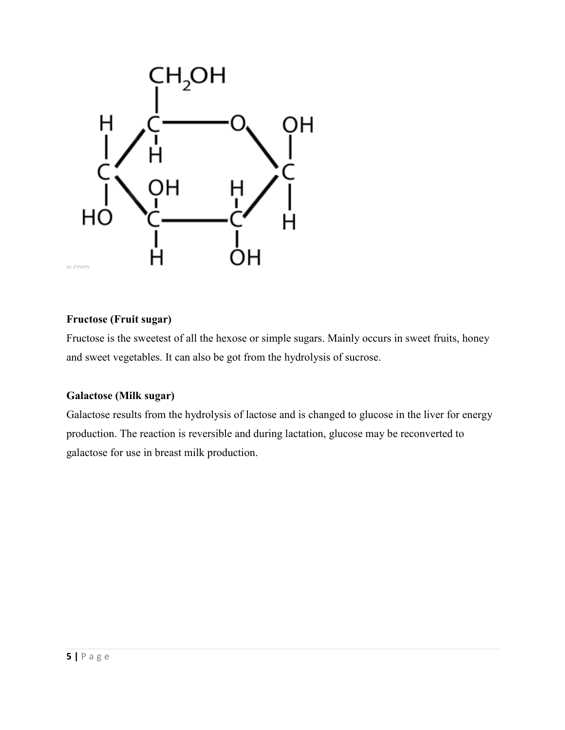**Fructose (Fruit sugar)**

Fructose is the sweetest of all the hexose or simple sugars. Mainly occurs in sweet fruits, honey and sweet vegetables. It can also be got from the hydrolysis of sucrose.

**Galactose (Milk sugar)**

Galactose results from the hydrolysis of lactose and is changed to glucose in the liver for energy production. The reaction is reversible and during lactation, glucose may be reconverted to galactose for use in breast milk production.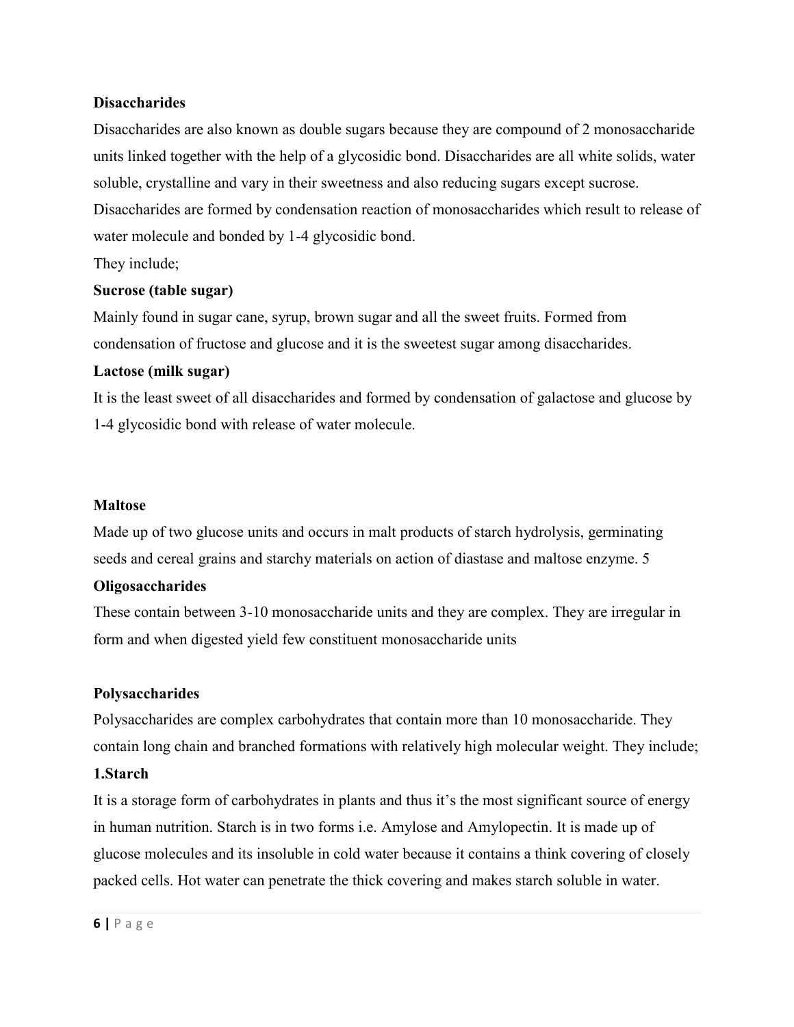**Disaccharides**

Disaccharides are also known as double sugars because they are compound of 2 monosaccharide units linked together with the help of a glycosidic bond. Disaccharides are all white solids, water soluble, crystalline and vary in their sweetness and also reducing sugars except sucrose. Disaccharides are formed by condensation reaction of monosaccharides which result to release of water molecule and bonded by 1-4 glycosidic bond.

They include;

**Sucrose (table sugar)**

Mainly found in sugar cane, syrup, brown sugar and all the sweet fruits. Formed from condensation of fructose and glucose and it is the sweetest sugar among disaccharides.

**Lactose (milk sugar)**

It is the least sweet of all disaccharides and formed by condensation of galactose and glucose by 1-4 glycosidic bond with release of water molecule.

**Maltose**

Made up of two glucose units and occurs in malt products of starch hydrolysis, germinating seeds and cereal grains and starchy materials on action of diastase and maltose enzyme. 5

**Oligosaccharides**

These contain between 3-10 monosaccharide units and they are complex. They are irregular in form and when digested yield few constituent monosaccharide units

**Polysaccharides**

Polysaccharides are complex carbohydrates that contain more than 10 monosaccharide. They contain long chain and branched formations with relatively high molecular weight. They include;

**1.Starch**

It is a storage form of carbohydrates in plants and thus it's the most significant source of energy in human nutrition. Starch is in two forms i.e. Amylose and Amylopectin. It is made up of glucose molecules and its insoluble in cold water because it contains a think covering of closely packed cells. Hot water can penetrate the thick covering and makes starch soluble in water.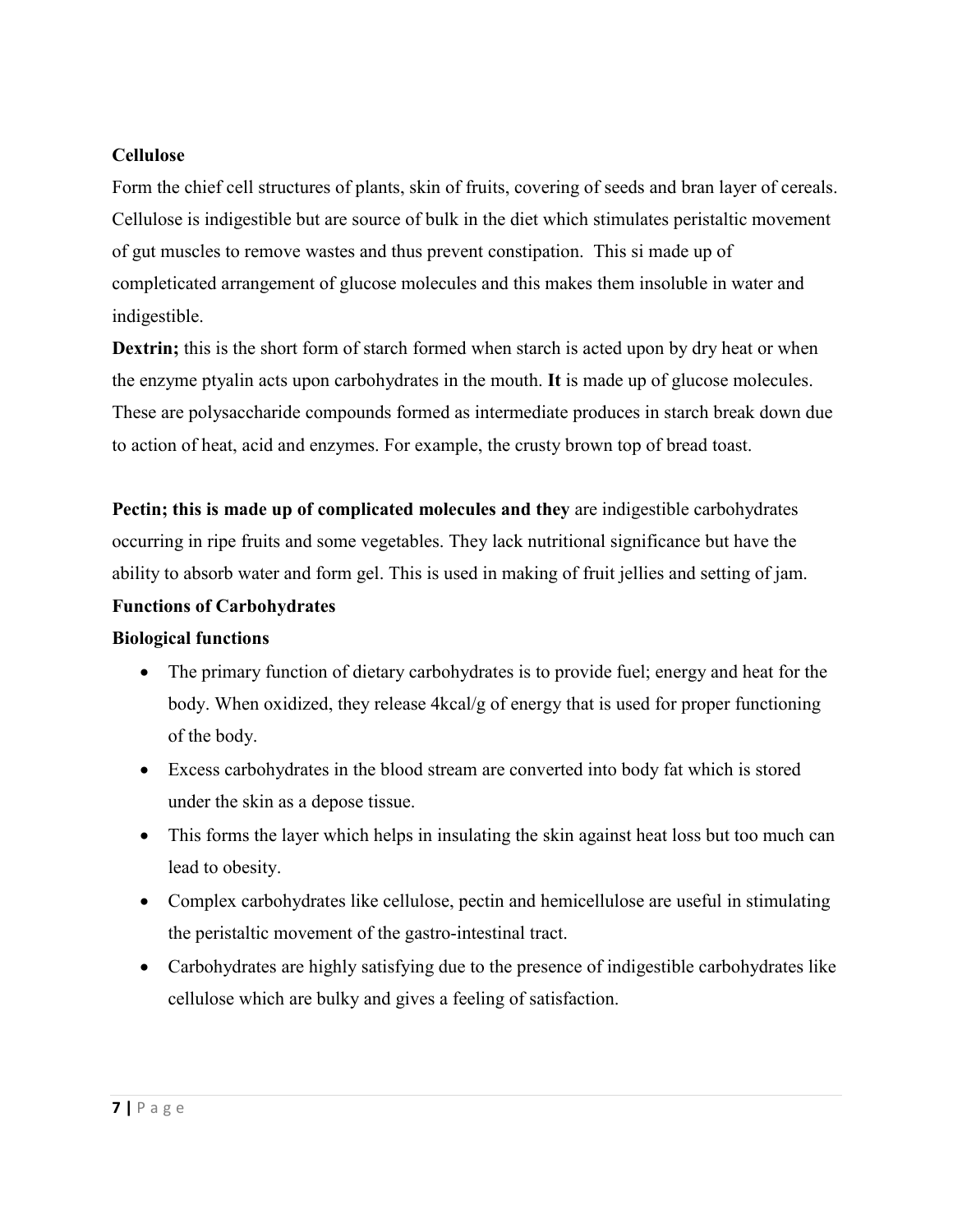**Cellulose**

Form the chief cell structures of plants, skin of fruits, covering of seeds and bran layer of cereals. Cellulose is indigestible but are source of bulk in the diet which stimulates peristaltic movement of gut muscles to remove wastes and thus prevent constipation. This si made up of completicated arrangement of glucose molecules and this makes them insoluble in water and indigestible.

**Dextrin;** this is the short form of starch formed when starch is acted upon by dry heat or when the enzyme ptyalin acts upon carbohydrates in the mouth. **It** is made up of glucose molecules. These are polysaccharide compounds formed as intermediate produces in starch break down due to action of heat, acid and enzymes. For example, the crusty brown top of bread toast.

**Pectin; this is made up of complicated molecules and they** are indigestible carbohydrates occurring in ripe fruits and some vegetables. They lack nutritional significance but have the ability to absorb water and form gel. This is used in making of fruit jellies and setting of jam.

**Functions of Carbohydrates**

**Biological functions**

- The primary function of dietary carbohydrates is to provide fuel; energy and heat for the body. When oxidized, they release 4kcal/g of energy that is used for proper functioning of the body.
- Excess carbohydrates in the blood stream are converted into body fat which is stored under the skin as a depose tissue.
- This forms the layer which helps in insulating the skin against heat loss but too much can lead to obesity.
- Complex carbohydrates like cellulose, pectin and hemicellulose are useful in stimulating the peristaltic movement of the gastro-intestinal tract.
- Carbohydrates are highly satisfying due to the presence of indigestible carbohydrates like cellulose which are bulky and gives a feeling of satisfaction.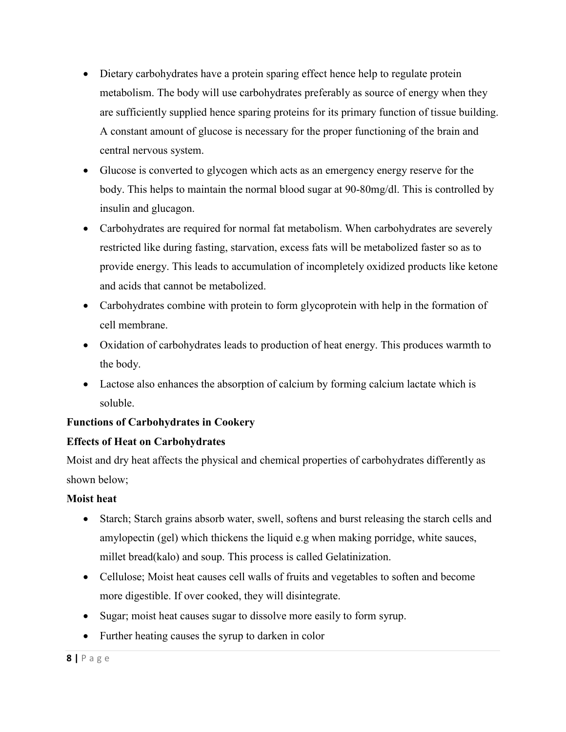- Dietary carbohydrates have a protein sparing effect hence help to regulate protein metabolism. The body will use carbohydrates preferably as source of energy when they are sufficiently supplied hence sparing proteins for its primary function of tissue building. A constant amount of glucose is necessary for the proper functioning of the brain and central nervous system.
- Glucose is converted to glycogen which acts as an emergency energy reserve for the body. This helps to maintain the normal blood sugar at 90-80mg/dl. This is controlled by insulin and glucagon.
- Carbohydrates are required for normal fat metabolism. When carbohydrates are severely restricted like during fasting, starvation, excess fats will be metabolized faster so as to provide energy. This leads to accumulation of incompletely oxidized products like ketone and acids that cannot be metabolized.
- Carbohydrates combine with protein to form glycoprotein with help in the formation of cell membrane.
- Oxidation of carbohydrates leads to production of heat energy. This produces warmth to the body.
- Lactose also enhances the absorption of calcium by forming calcium lactate which is soluble.

**Functions of Carbohydrates in Cookery**

**Effects of Heat on Carbohydrates**

Moist and dry heat affects the physical and chemical properties of carbohydrates differently as shown below;

**Moist heat**

- Starch; Starch grains absorb water, swell, softens and burst releasing the starch cells and amylopectin (gel) which thickens the liquid e.g when making porridge, white sauces, millet bread(kalo) and soup. This process is called Gelatinization.
- Cellulose; Moist heat causes cell walls of fruits and vegetables to soften and become more digestible. If over cooked, they will disintegrate.
- Sugar; moist heat causes sugar to dissolve more easily to form syrup.
- Further heating causes the syrup to darken in color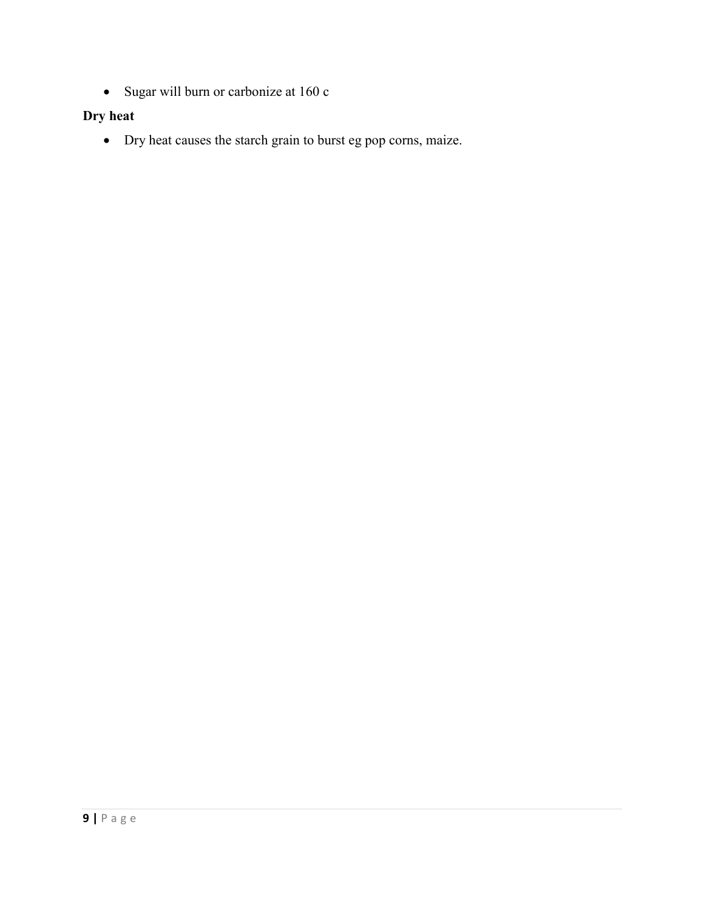- Sugar will burn or carbonize at 160 c

**Dry heat**

- Dry heat causes the starch grain to burst eg pop corns, maize.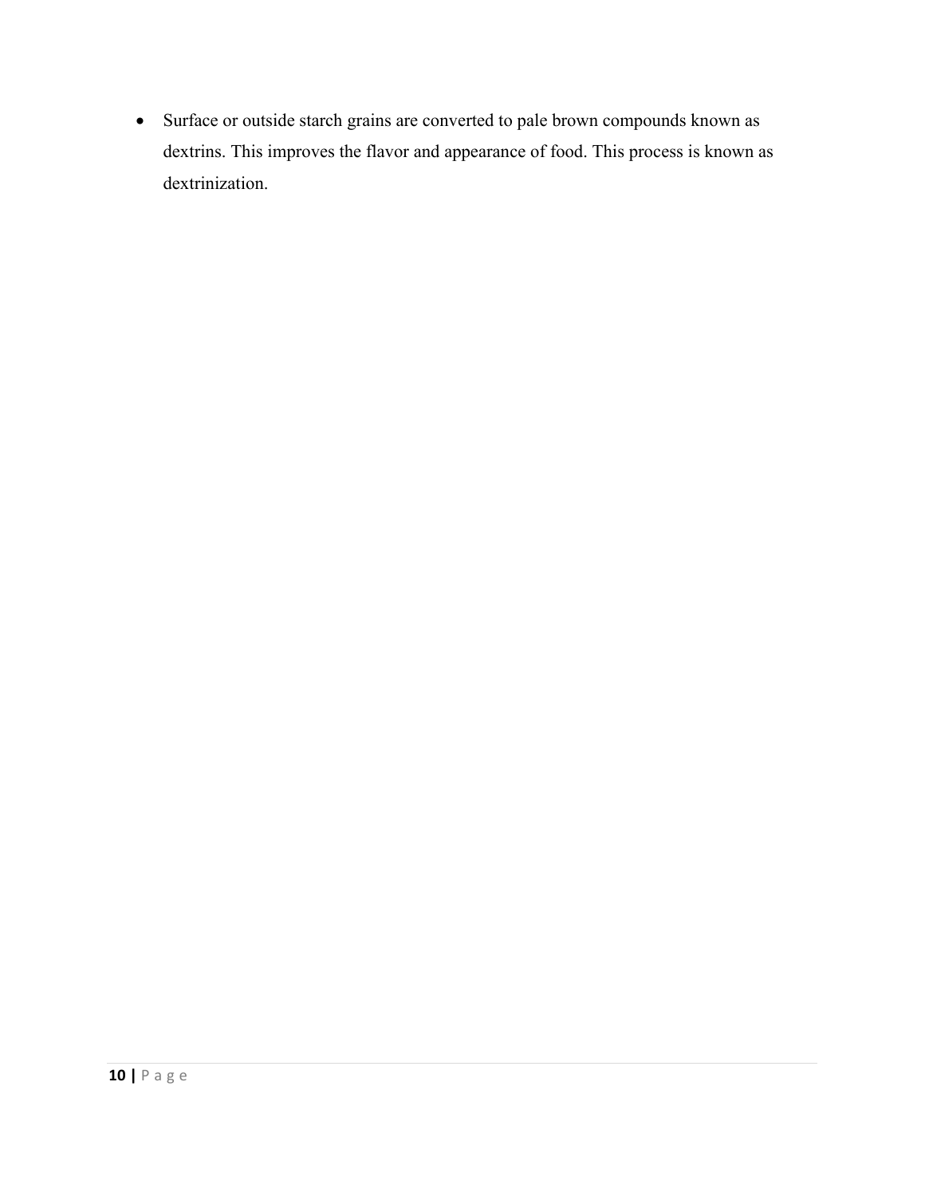- Surface or outside starch grains are converted to pale brown compounds known as dextrins. This improves the flavor and appearance of food. This process is known as dextrinization.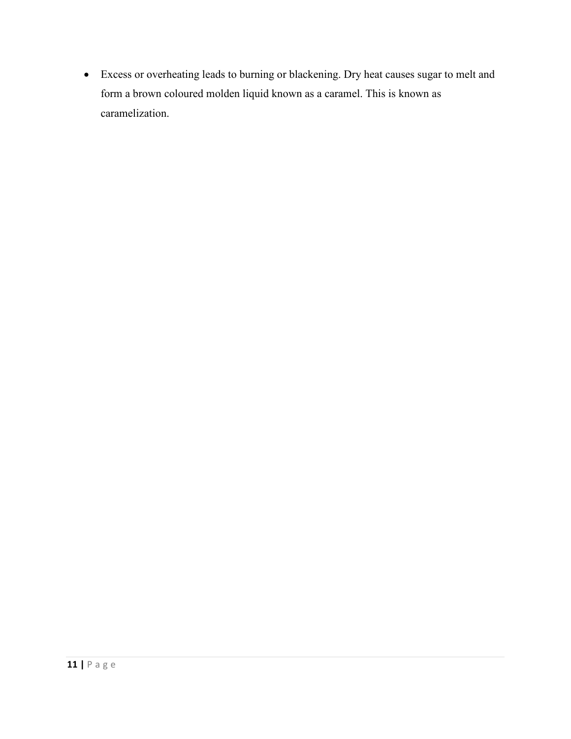- Excess or overheating leads to burning or blackening. Dry heat causes sugar to melt and form a brown coloured molden liquid known as a caramel. This is known as caramelization.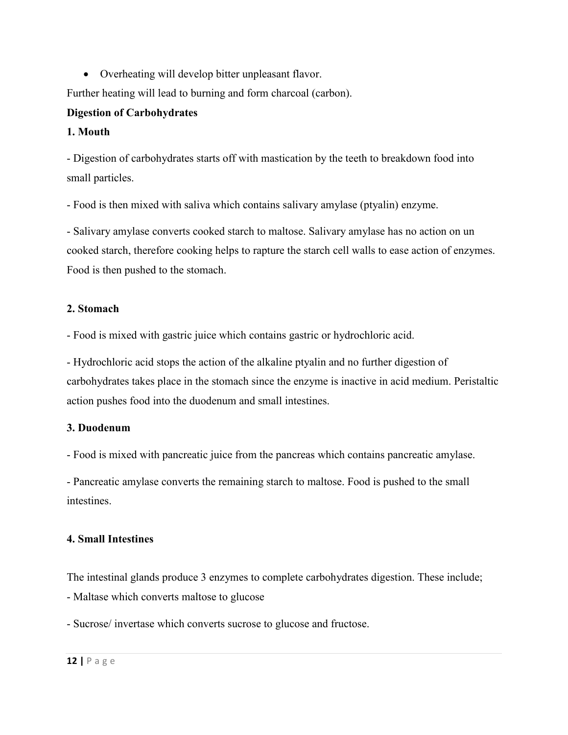- Overheating will develop bitter unpleasant flavor.

Further heating will lead to burning and form charcoal (carbon).

**Digestion of Carbohydrates**

**1. Mouth**

- Digestion of carbohydrates starts off with mastication by the teeth to breakdown food into small particles.

- Food is then mixed with saliva which contains salivary amylase (ptyalin) enzyme.

- Salivary amylase converts cooked starch to maltose. Salivary amylase has no action on un cooked starch, therefore cooking helps to rapture the starch cell walls to ease action of enzymes. Food is then pushed to the stomach.

**2. Stomach**

- Food is mixed with gastric juice which contains gastric or hydrochloric acid.

- Hydrochloric acid stops the action of the alkaline ptyalin and no further digestion of carbohydrates takes place in the stomach since the enzyme is inactive in acid medium. Peristaltic action pushes food into the duodenum and small intestines.

**3. Duodenum**

- Food is mixed with pancreatic juice from the pancreas which contains pancreatic amylase.

- Pancreatic amylase converts the remaining starch to maltose. Food is pushed to the small intestines.

**4. Small Intestines**

The intestinal glands produce 3 enzymes to complete carbohydrates digestion. These include;

- Maltase which converts maltose to glucose

- Sucrose/ invertase which converts sucrose to glucose and fructose.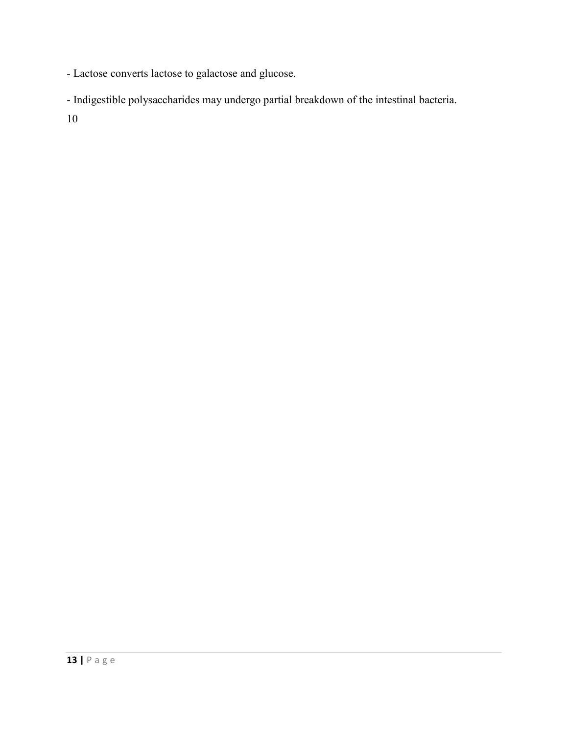- Lactose converts lactose to galactose and glucose.

- Indigestible polysaccharides may undergo partial breakdown of the intestinal bacteria.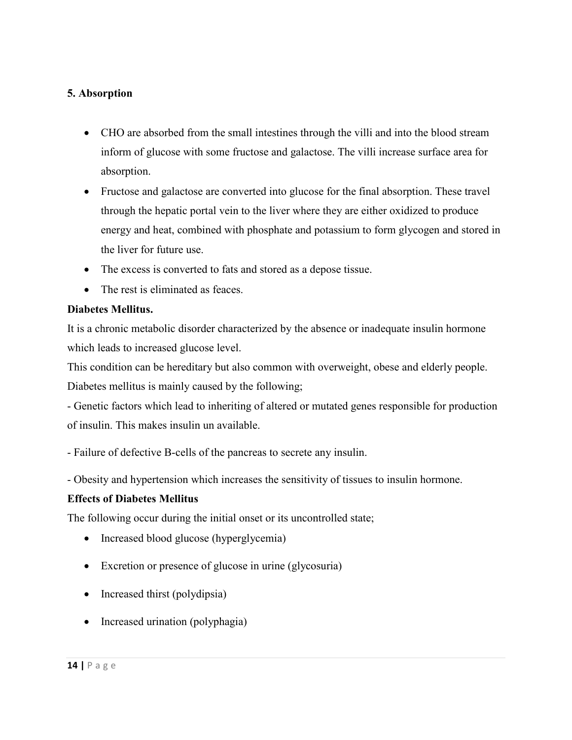**5. Absorption**

- CHO are absorbed from the small intestines through the villi and into the blood stream inform of glucose with some fructose and galactose. The villi increase surface area for absorption.
- Fructose and galactose are converted into glucose for the final absorption. These travel through the hepatic portal vein to the liver where they are either oxidized to produce energy and heat, combined with phosphate and potassium to form glycogen and stored in the liver for future use.
- The excess is converted to fats and stored as a depose tissue.
- The rest is eliminated as feaces.

**Diabetes Mellitus.**

It is a chronic metabolic disorder characterized by the absence or inadequate insulin hormone which leads to increased glucose level.

This condition can be hereditary but also common with overweight, obese and elderly people.

Diabetes mellitus is mainly caused by the following;

- Genetic factors which lead to inheriting of altered or mutated genes responsible for production of insulin. This makes insulin un available.

- Failure of defective B-cells of the pancreas to secrete any insulin.

- Obesity and hypertension which increases the sensitivity of tissues to insulin hormone.

**Effects of Diabetes Mellitus**

The following occur during the initial onset or its uncontrolled state;

- Increased blood glucose (hyperglycemia)
- Excretion or presence of glucose in urine (glycosuria)
- Increased thirst (polydipsia)
- Increased urination (polyphagia)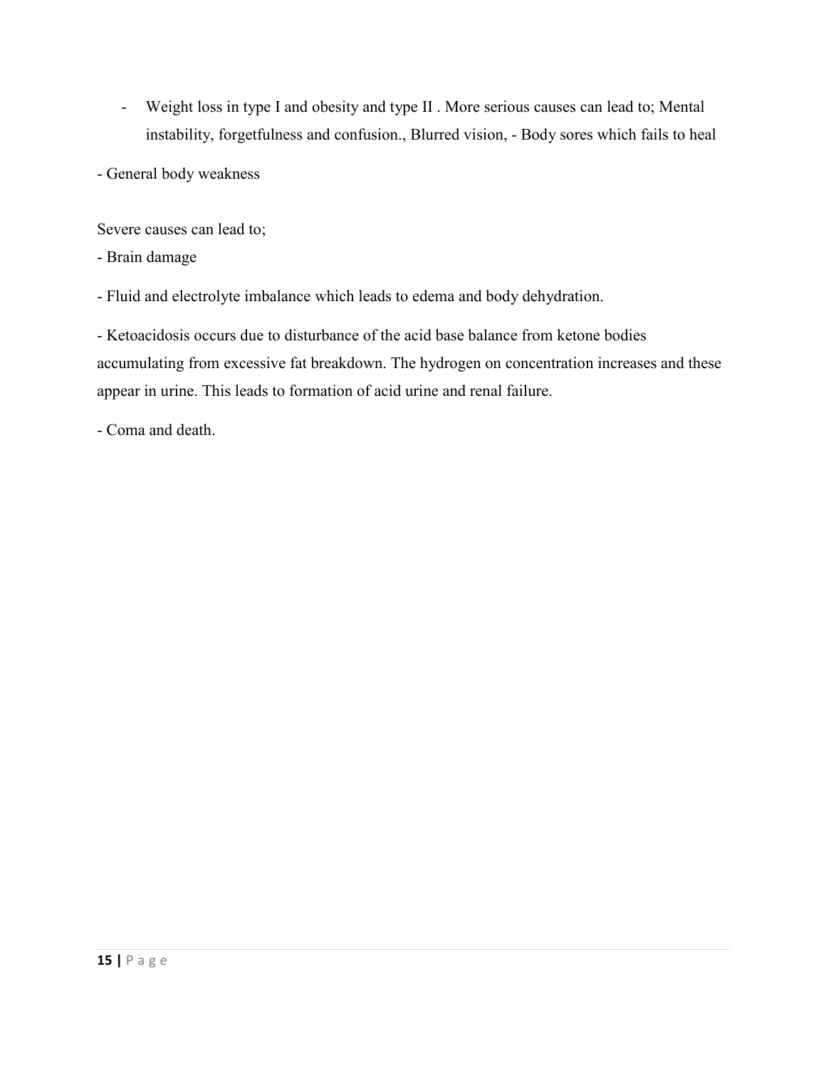- Weight loss in type I and obesity and type II . More serious causes can lead to; Mental instability, forgetfulness and confusion., Blurred vision, - Body sores which fails to heal

- General body weakness

Severe causes can lead to;

- Brain damage

- Fluid and electrolyte imbalance which leads to edema and body dehydration.

- Ketoacidosis occurs due to disturbance of the acid base balance from ketone bodies accumulating from excessive fat breakdown. The hydrogen on concentration increases and these appear in urine. This leads to formation of acid urine and renal failure.

- Coma and death.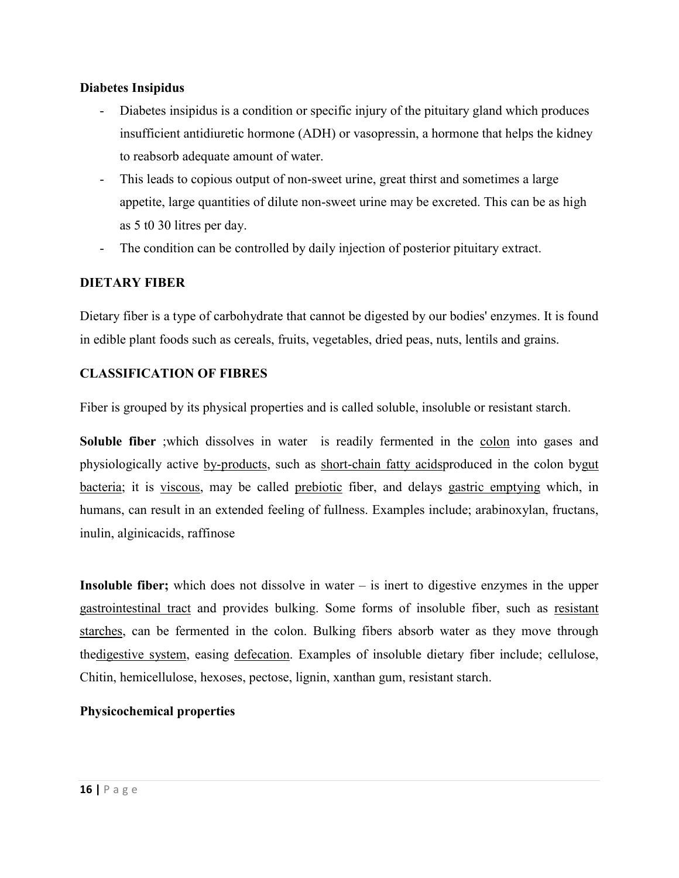**Diabetes Insipidus**

- Diabetes insipidus is a condition or specific injury of the pituitary gland which produces insufficient antidiuretic hormone (ADH) or vasopressin, a hormone that helps the kidney to reabsorb adequate amount of water.
- This leads to copious output of non-sweet urine, great thirst and sometimes a large appetite, large quantities of dilute non-sweet urine may be excreted. This can be as high as 5 t0 30 litres per day.
- The condition can be controlled by daily injection of posterior pituitary extract.

**DIETARY FIBER**

Dietary fiber is a type of carbohydrate that cannot be digested by our bodies' enzymes. It is found in edible plant foods such as cereals, fruits, vegetables, dried peas, nuts, lentils and grains.

**CLASSIFICATION OF FIBRES**

Fiber is grouped by its physical properties and is called soluble, insoluble or resistant starch.

**Soluble fiber** ;which dissolves in water is readily fermented in the colon into gases and physiologically active by-products, such as short-chain fatty acidsproduced in the colon bygut bacteria; it is viscous, may be called prebiotic fiber, and delays gastric emptying which, in humans, can result in an extended feeling of fullness. Examples include; arabinoxylan, fructans, inulin, alginicacids, raffinose

**Insoluble fiber;** which does not dissolve in water – is inert to digestive enzymes in the upper gastrointestinal tract and provides bulking. Some forms of insoluble fiber, such as resistant starches, can be fermented in the colon. Bulking fibers absorb water as they move through thedigestive system, easing defecation. Examples of insoluble dietary fiber include; cellulose, Chitin, hemicellulose, hexoses, pectose, lignin, xanthan gum, resistant starch.

**Physicochemical properties**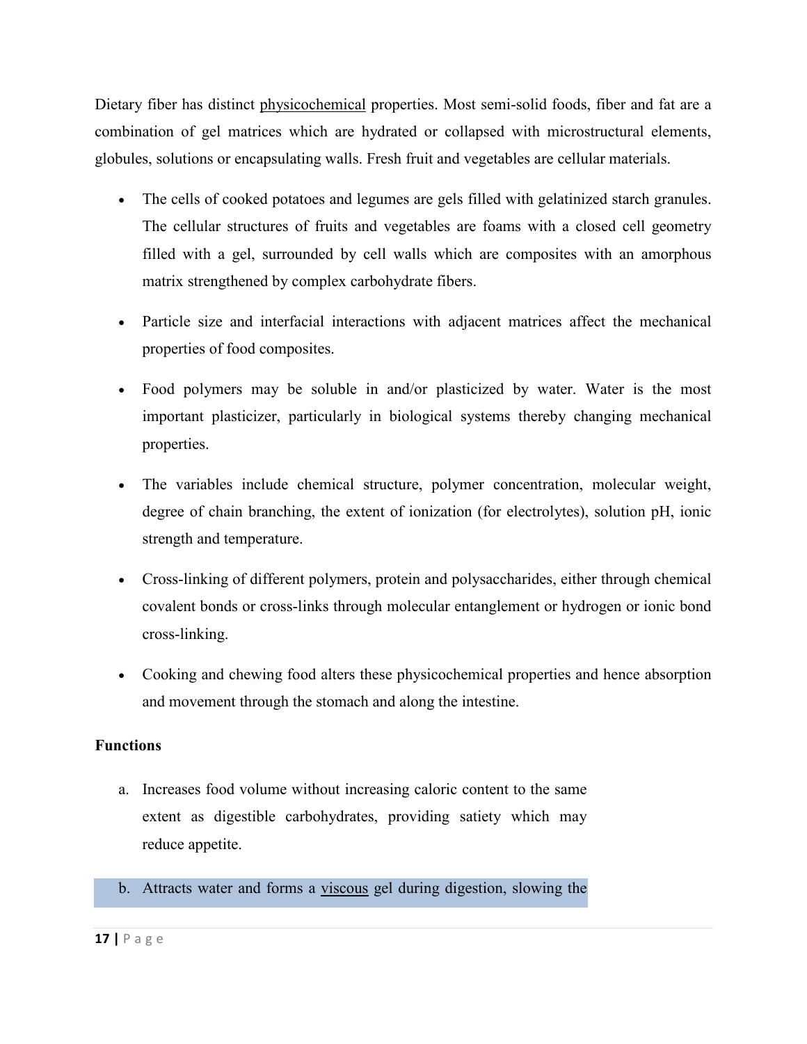Dietary fiber has distinct physicochemical properties. Most semi-solid foods, fiber and fat are a combination of gel matrices which are hydrated or collapsed with microstructural elements, globules, solutions or encapsulating walls. Fresh fruit and vegetables are cellular materials.

- The cells of cooked potatoes and legumes are gels filled with gelatinized starch granules. The cellular structures of fruits and vegetables are foams with a closed cell geometry filled with a gel, surrounded by cell walls which are composites with an amorphous matrix strengthened by complex carbohydrate fibers.

- Particle size and interfacial interactions with adjacent matrices affect the mechanical properties of food composites.

- Food polymers may be soluble in and/or plasticized by water. Water is the most important plasticizer, particularly in biological systems thereby changing mechanical properties.

- The variables include chemical structure, polymer concentration, molecular weight, degree of chain branching, the extent of ionization (for electrolytes), solution pH, ionic strength and temperature.

- Cross-linking of different polymers, protein and polysaccharides, either through chemical covalent bonds or cross-links through molecular entanglement or hydrogen or ionic bond cross-linking.

- Cooking and chewing food alters these physicochemical properties and hence absorption and movement through the stomach and along the intestine.

**Functions**

a. Increases food volume without increasing caloric content to the same extent as digestible carbohydrates, providing satiety which may reduce appetite.

b. Attracts water and forms a viscous gel during digestion, slowing the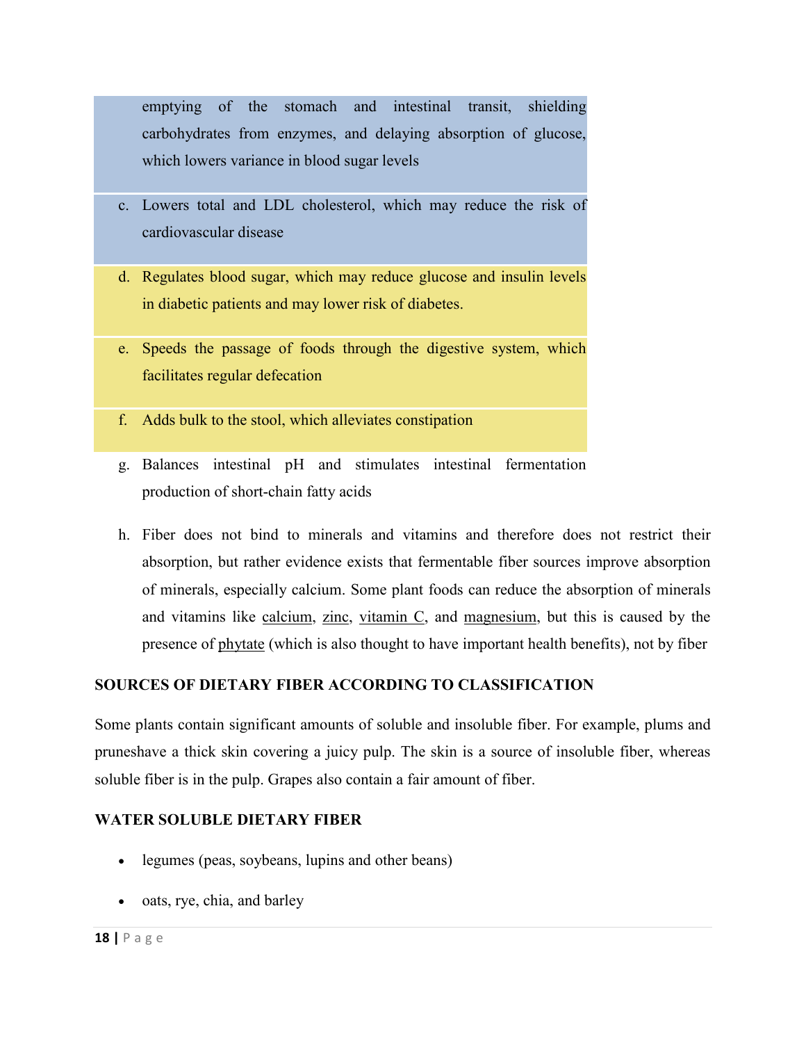emptying of the stomach and intestinal transit, shielding carbohydrates from enzymes, and delaying absorption of glucose, which lowers variance in blood sugar levels

c. Lowers total and LDL cholesterol, which may reduce the risk of cardiovascular disease

d. Regulates blood sugar, which may reduce glucose and insulin levels in diabetic patients and may lower risk of diabetes.

e. Speeds the passage of foods through the digestive system, which facilitates regular defecation

f. Adds bulk to the stool, which alleviates constipation

g. Balances intestinal pH and stimulates intestinal fermentation production of short-chain fatty acids

h. Fiber does not bind to minerals and vitamins and therefore does not restrict their absorption, but rather evidence exists that fermentable fiber sources improve absorption of minerals, especially calcium. Some plant foods can reduce the absorption of minerals and vitamins like calcium, zinc, vitamin C, and magnesium, but this is caused by the presence of phytate (which is also thought to have important health benefits), not by fiber

**SOURCES OF DIETARY FIBER ACCORDING TO CLASSIFICATION**

Some plants contain significant amounts of soluble and insoluble fiber. For example, plums and pruneshave a thick skin covering a juicy pulp. The skin is a source of insoluble fiber, whereas soluble fiber is in the pulp. Grapes also contain a fair amount of fiber.

**WATER SOLUBLE DIETARY FIBER**

- legumes (peas, soybeans, lupins and other beans)
- oats, rye, chia, and barley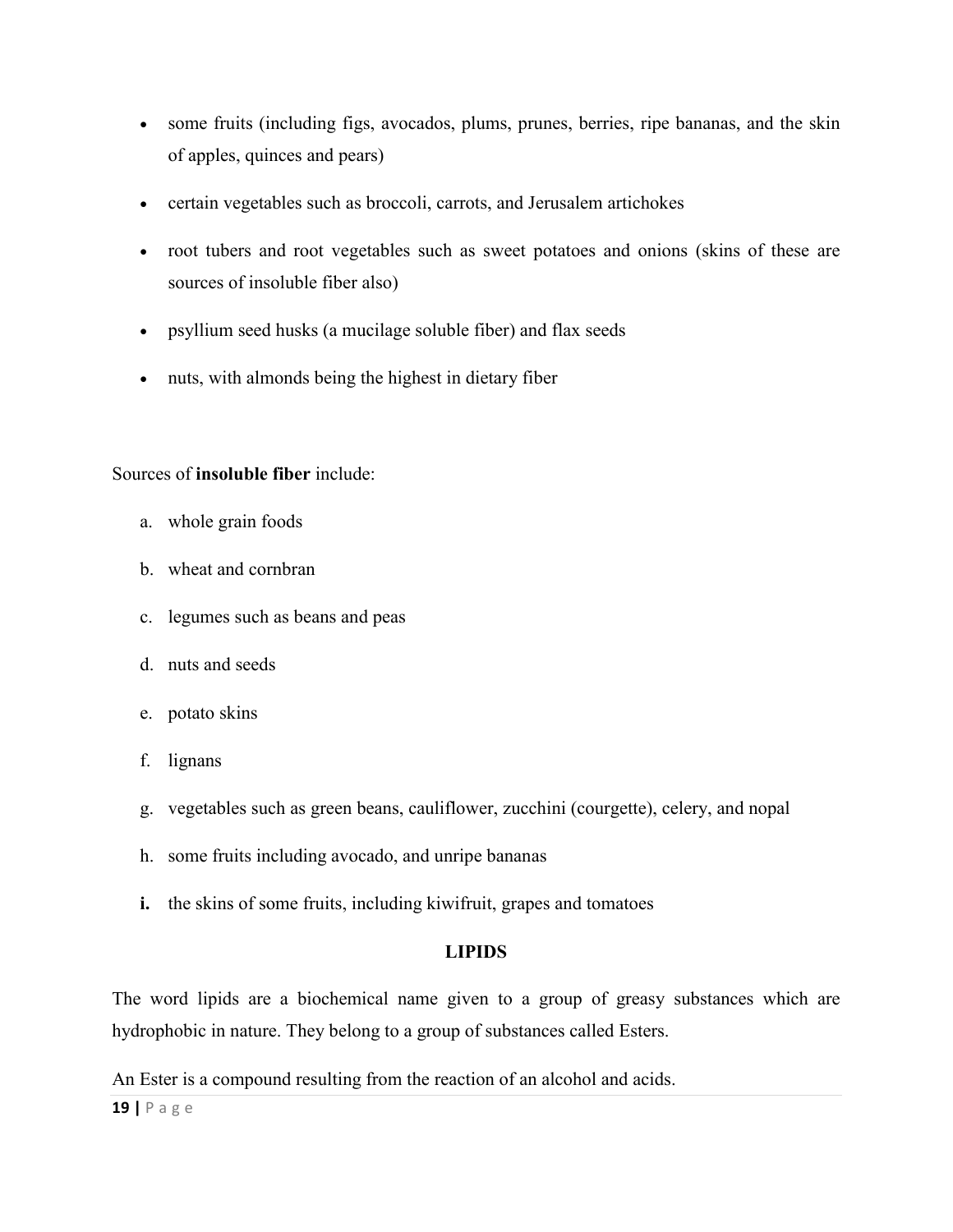- some fruits (including figs, avocados, plums, prunes, berries, ripe bananas, and the skin of apples, quinces and pears)
- certain vegetables such as broccoli, carrots, and Jerusalem artichokes
- root tubers and root vegetables such as sweet potatoes and onions (skins of these are sources of insoluble fiber also)
- psyllium seed husks (a mucilage soluble fiber) and flax seeds
- nuts, with almonds being the highest in dietary fiber

Sources of **insoluble fiber** include:

a. whole grain foods
b. wheat and cornbran
c. legumes such as beans and peas
d. nuts and seeds
e. potato skins
f. lignans
g. vegetables such as green beans, cauliflower, zucchini (courgette), celery, and nopal
h. some fruits including avocado, and unripe bananas
**i.** the skins of some fruits, including kiwifruit, grapes and tomatoes

## LIPIDS

The word lipids are a biochemical name given to a group of greasy substances which are hydrophobic in nature. They belong to a group of substances called Esters.

An Ester is a compound resulting from the reaction of an alcohol and acids.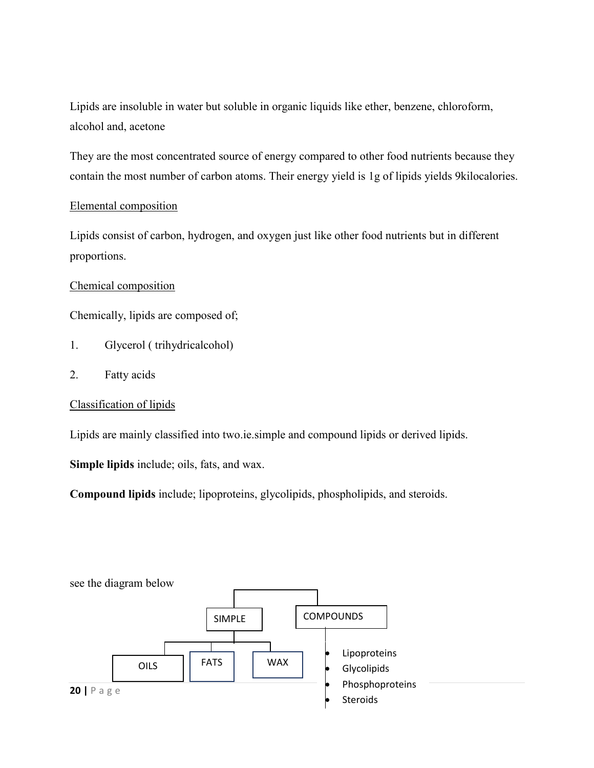Lipids are insoluble in water but soluble in organic liquids like ether, benzene, chloroform, alcohol and, acetone

They are the most concentrated source of energy compared to other food nutrients because they contain the most number of carbon atoms. Their energy yield is 1g of lipids yields 9kilocalories.

Elemental composition

Lipids consist of carbon, hydrogen, and oxygen just like other food nutrients but in different proportions.

Chemical composition

Chemically, lipids are composed of;

1. Glycerol ( trihydricalcohol)
2. Fatty acids

Classification of lipids

Lipids are mainly classified into two.ie.simple and compound lipids or derived lipids.

**Simple lipids** include; oils, fats, and wax.

**Compound lipids** include; lipoproteins, glycolipids, phospholipids, and steroids.

see the diagram below

- SIMPLE
  - OILS
  - FATS
  - WAX
- COMPOUNDS
  - Lipoproteins
  - Glycolipids
  - Phosphoproteins
  - Steroids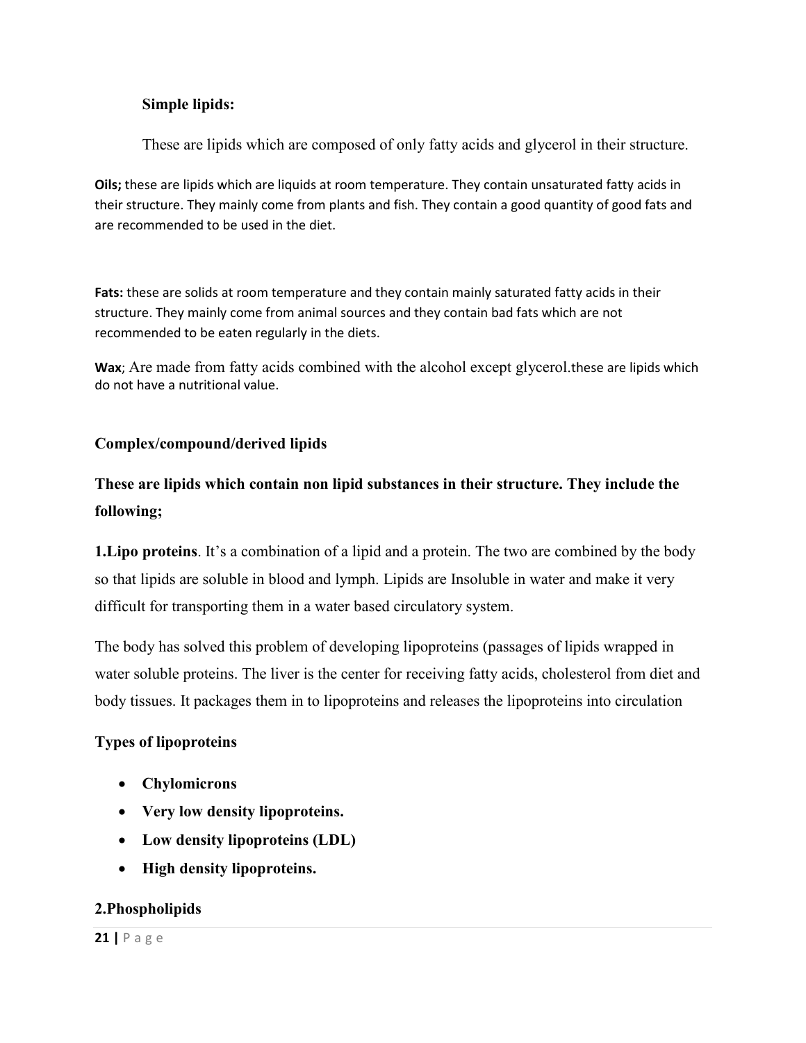**Simple lipids:**

These are lipids which are composed of only fatty acids and glycerol in their structure.

**Oils;** these are lipids which are liquids at room temperature. They contain unsaturated fatty acids in their structure. They mainly come from plants and fish. They contain a good quantity of good fats and are recommended to be used in the diet.

**Fats:** these are solids at room temperature and they contain mainly saturated fatty acids in their structure. They mainly come from animal sources and they contain bad fats which are not recommended to be eaten regularly in the diets.

**Wax**; Are made from fatty acids combined with the alcohol except glycerol.these are lipids which do not have a nutritional value.

**Complex/compound/derived lipids**

**These are lipids which contain non lipid substances in their structure. They include the following;**

**1.Lipo proteins**. It's a combination of a lipid and a protein. The two are combined by the body so that lipids are soluble in blood and lymph. Lipids are Insoluble in water and make it very difficult for transporting them in a water based circulatory system.

The body has solved this problem of developing lipoproteins (passages of lipids wrapped in water soluble proteins. The liver is the center for receiving fatty acids, cholesterol from diet and body tissues. It packages them in to lipoproteins and releases the lipoproteins into circulation

**Types of lipoproteins**

- **Chylomicrons**
- **Very low density lipoproteins.**
- **Low density lipoproteins (LDL)**
- **High density lipoproteins.**

**2.Phospholipids**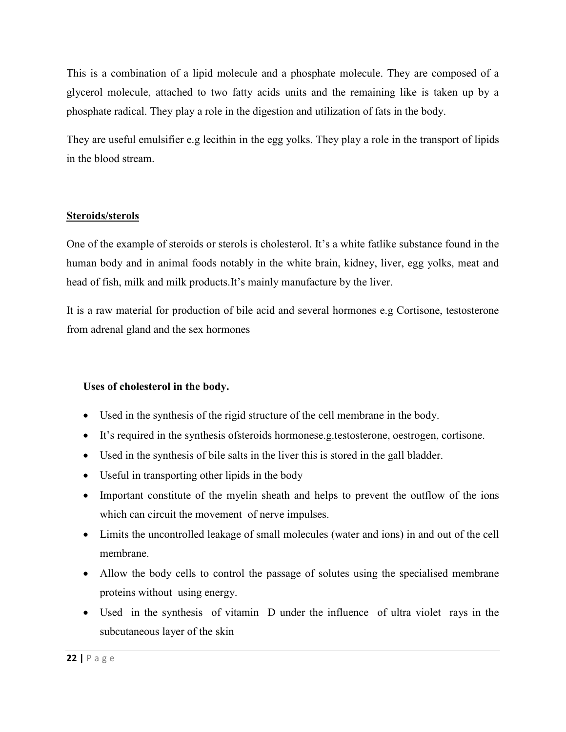This is a combination of a lipid molecule and a phosphate molecule. They are composed of a glycerol molecule, attached to two fatty acids units and the remaining like is taken up by a phosphate radical. They play a role in the digestion and utilization of fats in the body.

They are useful emulsifier e.g lecithin in the egg yolks. They play a role in the transport of lipids in the blood stream.

## Steroids/sterols

One of the example of steroids or sterols is cholesterol. It's a white fatlike substance found in the human body and in animal foods notably in the white brain, kidney, liver, egg yolks, meat and head of fish, milk and milk products.It's mainly manufacture by the liver.

It is a raw material for production of bile acid and several hormones e.g Cortisone, testosterone from adrenal gland and the sex hormones

**Uses of cholesterol in the body.**

- Used in the synthesis of the rigid structure of the cell membrane in the body.
- It's required in the synthesis ofsteroids hormonese.g.testosterone, oestrogen, cortisone.
- Used in the synthesis of bile salts in the liver this is stored in the gall bladder.
- Useful in transporting other lipids in the body
- Important constitute of the myelin sheath and helps to prevent the outflow of the ions which can circuit the movement of nerve impulses.
- Limits the uncontrolled leakage of small molecules (water and ions) in and out of the cell membrane.
- Allow the body cells to control the passage of solutes using the specialised membrane proteins without using energy.
- Used in the synthesis of vitamin D under the influence of ultra violet rays in the subcutaneous layer of the skin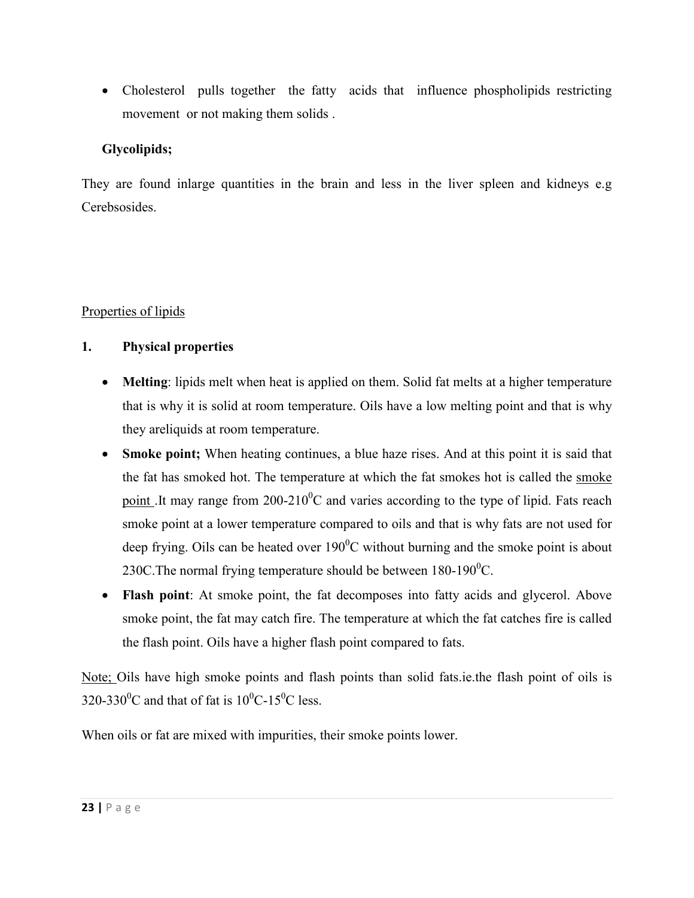- Cholesterol pulls together the fatty acids that influence phospholipids restricting movement or not making them solids .

**Glycolipids;**

They are found inlarge quantities in the brain and less in the liver spleen and kidneys e.g Cerebsosides.

Properties of lipids

**1. Physical properties**

- **Melting**: lipids melt when heat is applied on them. Solid fat melts at a higher temperature that is why it is solid at room temperature. Oils have a low melting point and that is why they areliquids at room temperature.
- **Smoke point;** When heating continues, a blue haze rises. And at this point it is said that the fat has smoked hot. The temperature at which the fat smokes hot is called the smoke point .It may range from 200-210$^0$C and varies according to the type of lipid. Fats reach smoke point at a lower temperature compared to oils and that is why fats are not used for deep frying. Oils can be heated over 190$^0$C without burning and the smoke point is about 230C.The normal frying temperature should be between 180-190$^0$C.
- **Flash point**: At smoke point, the fat decomposes into fatty acids and glycerol. Above smoke point, the fat may catch fire. The temperature at which the fat catches fire is called the flash point. Oils have a higher flash point compared to fats.

Note; Oils have high smoke points and flash points than solid fats.ie.the flash point of oils is 320-330$^0$C and that of fat is 10$^0$C-15$^0$C less.

When oils or fat are mixed with impurities, their smoke points lower.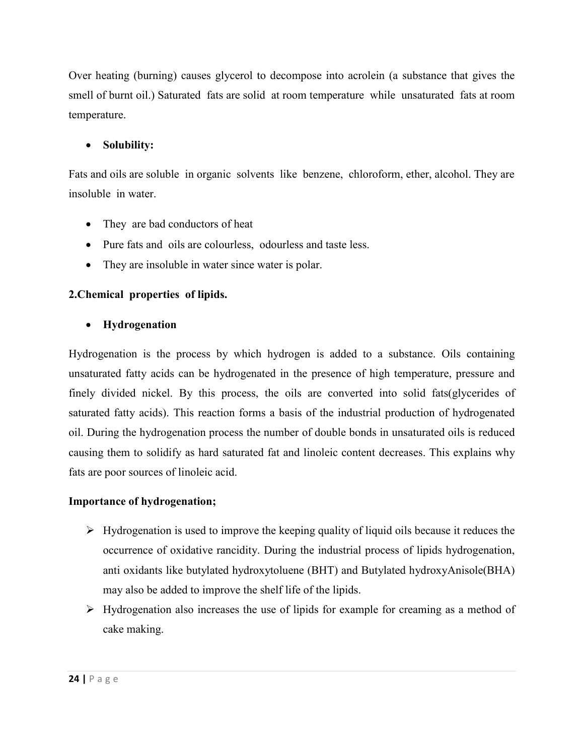Over heating (burning) causes glycerol to decompose into acrolein (a substance that gives the smell of burnt oil.) Saturated fats are solid at room temperature while unsaturated fats at room temperature.

- **Solubility:**

Fats and oils are soluble in organic solvents like benzene, chloroform, ether, alcohol. They are insoluble in water.

- They are bad conductors of heat
- Pure fats and oils are colourless, odourless and taste less.
- They are insoluble in water since water is polar.

**2.Chemical properties of lipids.**

- **Hydrogenation**

Hydrogenation is the process by which hydrogen is added to a substance. Oils containing unsaturated fatty acids can be hydrogenated in the presence of high temperature, pressure and finely divided nickel. By this process, the oils are converted into solid fats(glycerides of saturated fatty acids). This reaction forms a basis of the industrial production of hydrogenated oil. During the hydrogenation process the number of double bonds in unsaturated oils is reduced causing them to solidify as hard saturated fat and linoleic content decreases. This explains why fats are poor sources of linoleic acid.

**Importance of hydrogenation;**

- Hydrogenation is used to improve the keeping quality of liquid oils because it reduces the occurrence of oxidative rancidity. During the industrial process of lipids hydrogenation, anti oxidants like butylated hydroxytoluene (BHT) and Butylated hydroxyAnisole(BHA) may also be added to improve the shelf life of the lipids.
- Hydrogenation also increases the use of lipids for example for creaming as a method of cake making.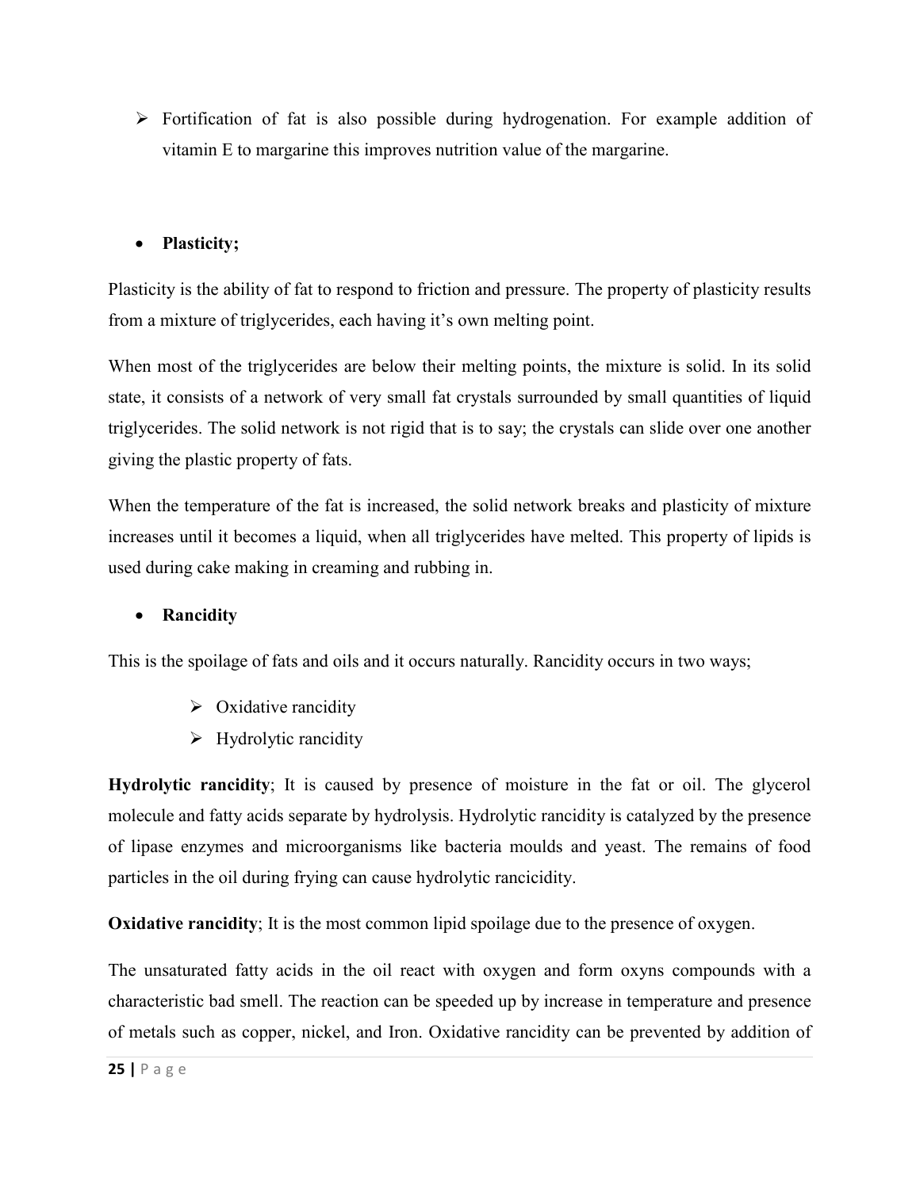- Fortification of fat is also possible during hydrogenation. For example addition of vitamin E to margarine this improves nutrition value of the margarine.

- **Plasticity;**

Plasticity is the ability of fat to respond to friction and pressure. The property of plasticity results from a mixture of triglycerides, each having it's own melting point.

When most of the triglycerides are below their melting points, the mixture is solid. In its solid state, it consists of a network of very small fat crystals surrounded by small quantities of liquid triglycerides. The solid network is not rigid that is to say; the crystals can slide over one another giving the plastic property of fats.

When the temperature of the fat is increased, the solid network breaks and plasticity of mixture increases until it becomes a liquid, when all triglycerides have melted. This property of lipids is used during cake making in creaming and rubbing in.

- **Rancidity**

This is the spoilage of fats and oils and it occurs naturally. Rancidity occurs in two ways;

- Oxidative rancidity
- Hydrolytic rancidity

**Hydrolytic rancidity**; It is caused by presence of moisture in the fat or oil. The glycerol molecule and fatty acids separate by hydrolysis. Hydrolytic rancidity is catalyzed by the presence of lipase enzymes and microorganisms like bacteria moulds and yeast. The remains of food particles in the oil during frying can cause hydrolytic rancicidity.

**Oxidative rancidity**; It is the most common lipid spoilage due to the presence of oxygen.

The unsaturated fatty acids in the oil react with oxygen and form oxyns compounds with a characteristic bad smell. The reaction can be speeded up by increase in temperature and presence of metals such as copper, nickel, and Iron. Oxidative rancidity can be prevented by addition of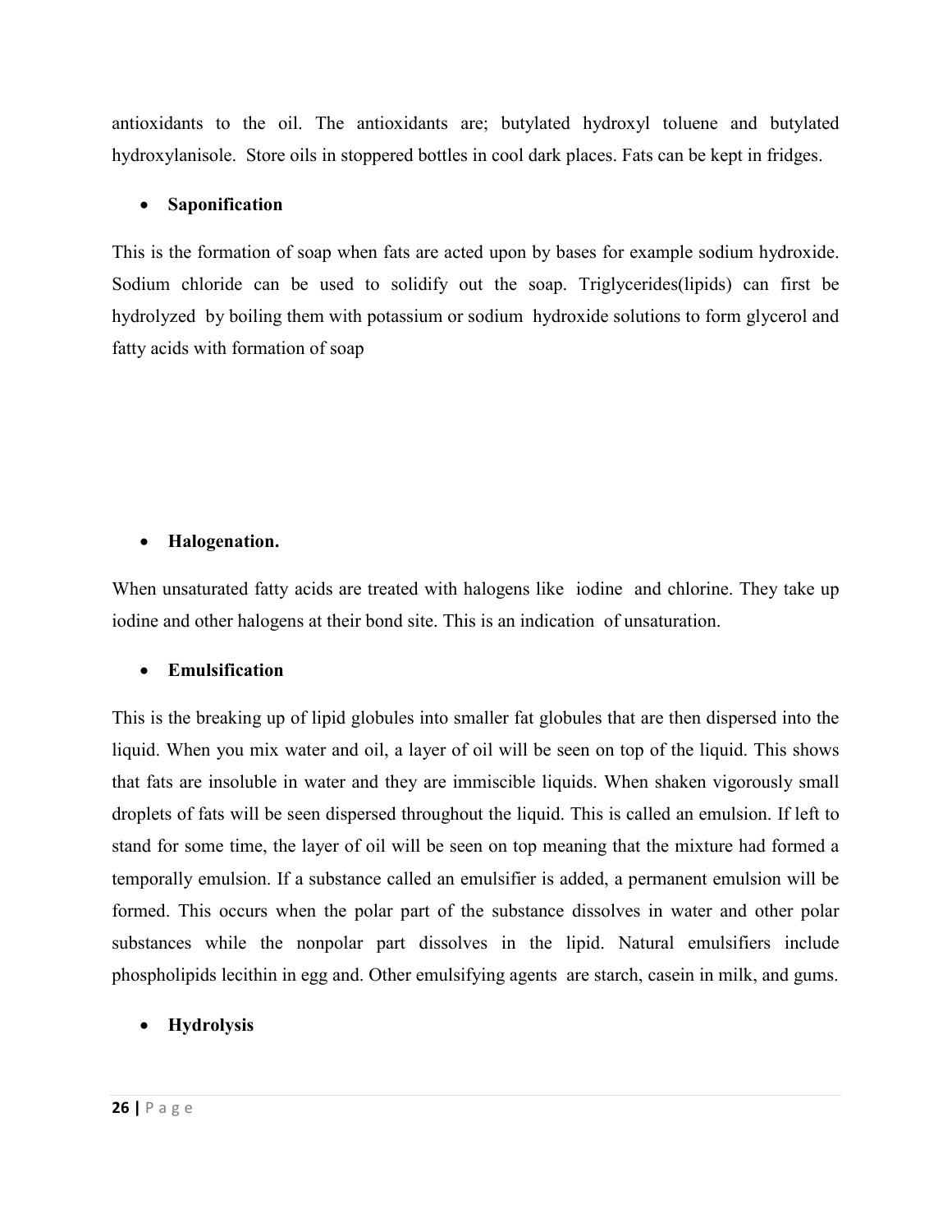antioxidants to the oil. The antioxidants are; butylated hydroxyl toluene and butylated hydroxylanisole. Store oils in stoppered bottles in cool dark places. Fats can be kept in fridges.

- **Saponification**

This is the formation of soap when fats are acted upon by bases for example sodium hydroxide. Sodium chloride can be used to solidify out the soap. Triglycerides(lipids) can first be hydrolyzed by boiling them with potassium or sodium hydroxide solutions to form glycerol and fatty acids with formation of soap

- **Halogenation.**

When unsaturated fatty acids are treated with halogens like iodine and chlorine. They take up iodine and other halogens at their bond site. This is an indication of unsaturation.

- **Emulsification**

This is the breaking up of lipid globules into smaller fat globules that are then dispersed into the liquid. When you mix water and oil, a layer of oil will be seen on top of the liquid. This shows that fats are insoluble in water and they are immiscible liquids. When shaken vigorously small droplets of fats will be seen dispersed throughout the liquid. This is called an emulsion. If left to stand for some time, the layer of oil will be seen on top meaning that the mixture had formed a temporally emulsion. If a substance called an emulsifier is added, a permanent emulsion will be formed. This occurs when the polar part of the substance dissolves in water and other polar substances while the nonpolar part dissolves in the lipid. Natural emulsifiers include phospholipids lecithin in egg and. Other emulsifying agents are starch, casein in milk, and gums.

- **Hydrolysis**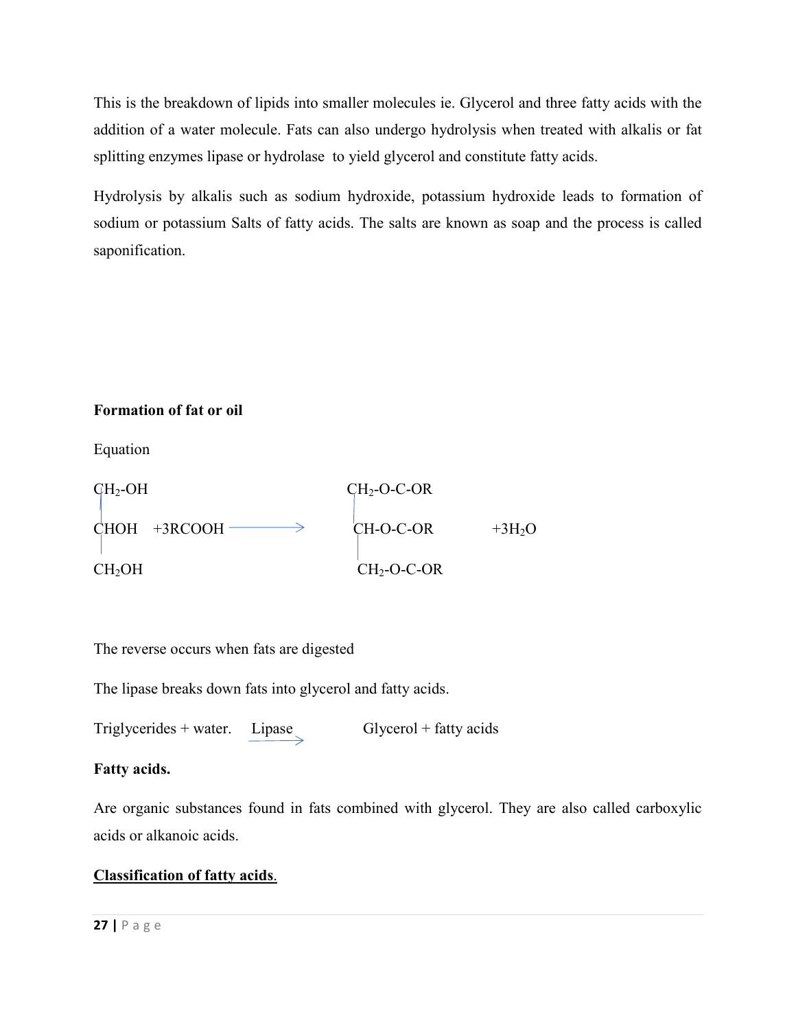This is the breakdown of lipids into smaller molecules ie. Glycerol and three fatty acids with the addition of a water molecule. Fats can also undergo hydrolysis when treated with alkalis or fat splitting enzymes lipase or hydrolase to yield glycerol and constitute fatty acids.

Hydrolysis by alkalis such as sodium hydroxide, potassium hydroxide leads to formation of sodium or potassium Salts of fatty acids. The salts are known as soap and the process is called saponification.

**Formation of fat or oil**

Equation

$$
\begin{array}{l}
CH_2\text{-}OH \\
|\\
CHOH \\
|\\
CH_2OH
\end{array}
\quad + 3RCOOH \longrightarrow \quad
\begin{array}{l}
CH_2\text{-}O\text{-}C\text{-}OR \\
|\\
CH\text{-}O\text{-}C\text{-}OR \\
|\\
CH_2\text{-}O\text{-}C\text{-}OR
\end{array}
\quad + 3H_2O
$$

The reverse occurs when fats are digested

The lipase breaks down fats into glycerol and fatty acids.

$$\text{Triglycerides + water.} \xrightarrow{\text{Lipase}} \text{Glycerol + fatty acids}$$

**Fatty acids.**

Are organic substances found in fats combined with glycerol. They are also called carboxylic acids or alkanoic acids.

**<u>Classification of fatty acids</u>**.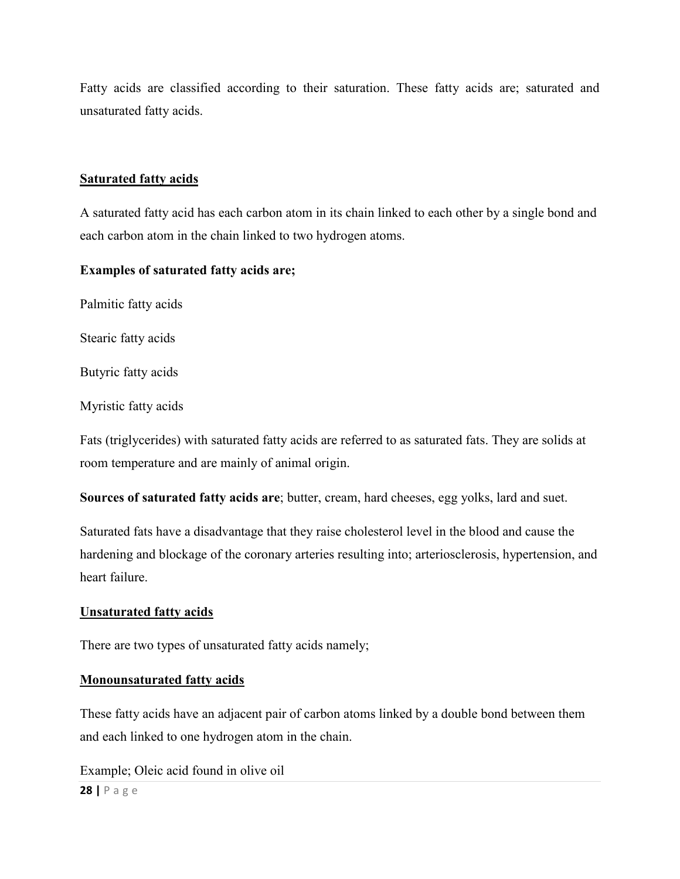Fatty acids are classified according to their saturation. These fatty acids are; saturated and unsaturated fatty acids.

## Saturated fatty acids

A saturated fatty acid has each carbon atom in its chain linked to each other by a single bond and each carbon atom in the chain linked to two hydrogen atoms.

**Examples of saturated fatty acids are;**

Palmitic fatty acids

Stearic fatty acids

Butyric fatty acids

Myristic fatty acids

Fats (triglycerides) with saturated fatty acids are referred to as saturated fats. They are solids at room temperature and are mainly of animal origin.

**Sources of saturated fatty acids are**; butter, cream, hard cheeses, egg yolks, lard and suet.

Saturated fats have a disadvantage that they raise cholesterol level in the blood and cause the hardening and blockage of the coronary arteries resulting into; arteriosclerosis, hypertension, and heart failure.

## Unsaturated fatty acids

There are two types of unsaturated fatty acids namely;

### Monounsaturated fatty acids

These fatty acids have an adjacent pair of carbon atoms linked by a double bond between them and each linked to one hydrogen atom in the chain.

Example; Oleic acid found in olive oil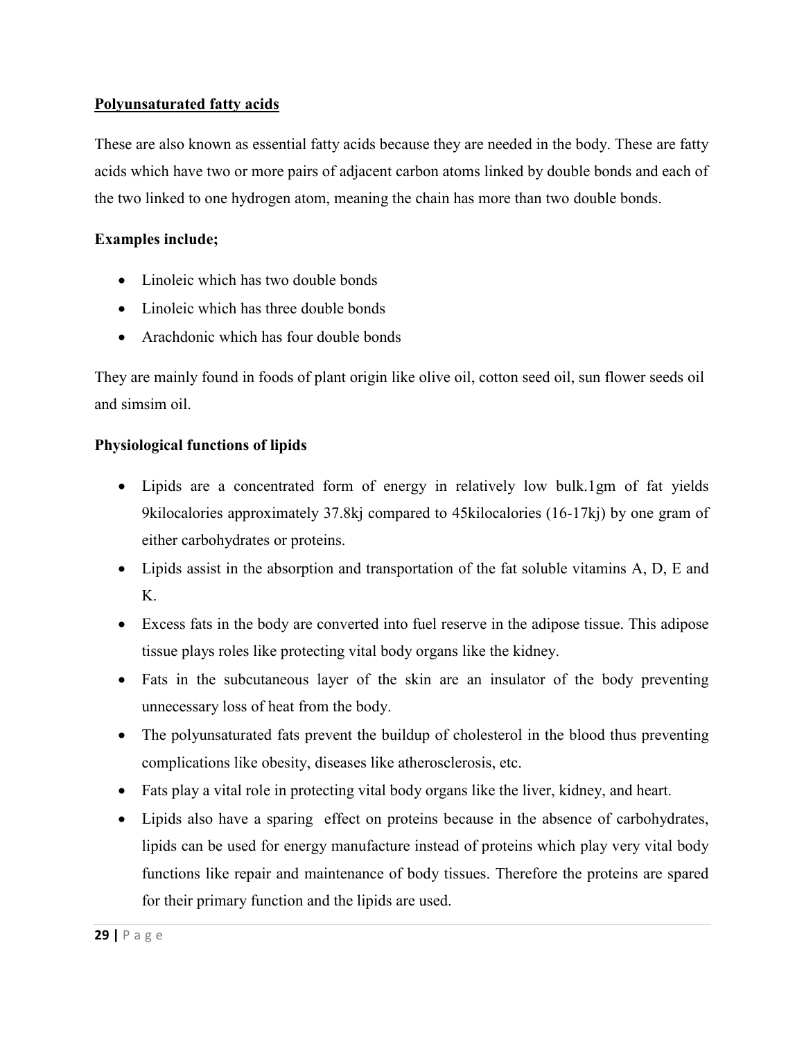**Polyunsaturated fatty acids**

These are also known as essential fatty acids because they are needed in the body. These are fatty acids which have two or more pairs of adjacent carbon atoms linked by double bonds and each of the two linked to one hydrogen atom, meaning the chain has more than two double bonds.

**Examples include;**

- Linoleic which has two double bonds
- Linoleic which has three double bonds
- Arachdonic which has four double bonds

They are mainly found in foods of plant origin like olive oil, cotton seed oil, sun flower seeds oil and simsim oil.

**Physiological functions of lipids**

- Lipids are a concentrated form of energy in relatively low bulk.1gm of fat yields 9kilocalories approximately 37.8kj compared to 45kilocalories (16-17kj) by one gram of either carbohydrates or proteins.
- Lipids assist in the absorption and transportation of the fat soluble vitamins A, D, E and K.
- Excess fats in the body are converted into fuel reserve in the adipose tissue. This adipose tissue plays roles like protecting vital body organs like the kidney.
- Fats in the subcutaneous layer of the skin are an insulator of the body preventing unnecessary loss of heat from the body.
- The polyunsaturated fats prevent the buildup of cholesterol in the blood thus preventing complications like obesity, diseases like atherosclerosis, etc.
- Fats play a vital role in protecting vital body organs like the liver, kidney, and heart.
- Lipids also have a sparing effect on proteins because in the absence of carbohydrates, lipids can be used for energy manufacture instead of proteins which play very vital body functions like repair and maintenance of body tissues. Therefore the proteins are spared for their primary function and the lipids are used.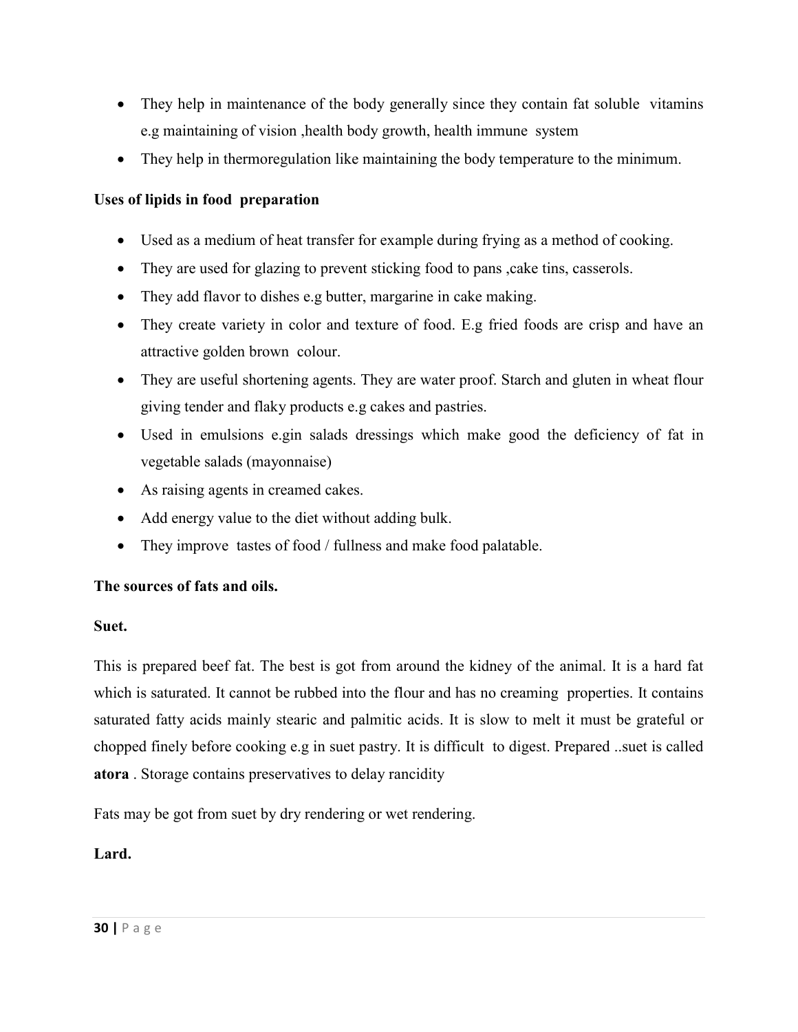- They help in maintenance of the body generally since they contain fat soluble vitamins e.g maintaining of vision ,health body growth, health immune system
- They help in thermoregulation like maintaining the body temperature to the minimum.

**Uses of lipids in food preparation**

- Used as a medium of heat transfer for example during frying as a method of cooking.
- They are used for glazing to prevent sticking food to pans ,cake tins, casserols.
- They add flavor to dishes e.g butter, margarine in cake making.
- They create variety in color and texture of food. E.g fried foods are crisp and have an attractive golden brown colour.
- They are useful shortening agents. They are water proof. Starch and gluten in wheat flour giving tender and flaky products e.g cakes and pastries.
- Used in emulsions e.gin salads dressings which make good the deficiency of fat in vegetable salads (mayonnaise)
- As raising agents in creamed cakes.
- Add energy value to the diet without adding bulk.
- They improve tastes of food / fullness and make food palatable.

**The sources of fats and oils.**

**Suet.**

This is prepared beef fat. The best is got from around the kidney of the animal. It is a hard fat which is saturated. It cannot be rubbed into the flour and has no creaming properties. It contains saturated fatty acids mainly stearic and palmitic acids. It is slow to melt it must be grateful or chopped finely before cooking e.g in suet pastry. It is difficult to digest. Prepared ..suet is called **atora** . Storage contains preservatives to delay rancidity

Fats may be got from suet by dry rendering or wet rendering.

**Lard.**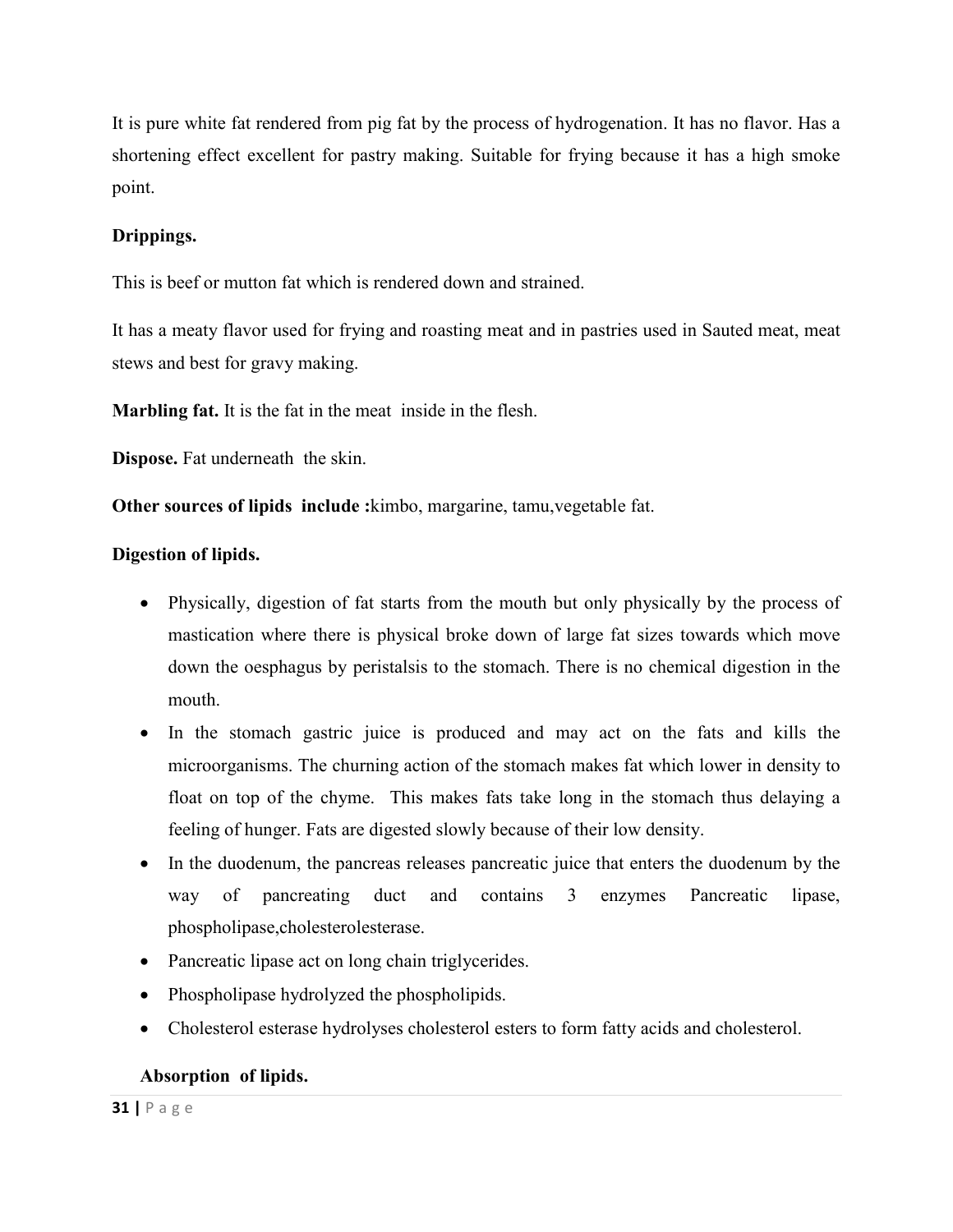It is pure white fat rendered from pig fat by the process of hydrogenation. It has no flavor. Has a shortening effect excellent for pastry making. Suitable for frying because it has a high smoke point.

**Drippings.**

This is beef or mutton fat which is rendered down and strained.

It has a meaty flavor used for frying and roasting meat and in pastries used in Sauted meat, meat stews and best for gravy making.

**Marbling fat.** It is the fat in the meat inside in the flesh.

**Dispose.** Fat underneath the skin.

**Other sources of lipids include :**kimbo, margarine, tamu,vegetable fat.

**Digestion of lipids.**

- Physically, digestion of fat starts from the mouth but only physically by the process of mastication where there is physical broke down of large fat sizes towards which move down the oesphagus by peristalsis to the stomach. There is no chemical digestion in the mouth.
- In the stomach gastric juice is produced and may act on the fats and kills the microorganisms. The churning action of the stomach makes fat which lower in density to float on top of the chyme. This makes fats take long in the stomach thus delaying a feeling of hunger. Fats are digested slowly because of their low density.
- In the duodenum, the pancreas releases pancreatic juice that enters the duodenum by the way of pancreating duct and contains 3 enzymes Pancreatic lipase, phospholipase,cholesterolesterase.
- Pancreatic lipase act on long chain triglycerides.
- Phospholipase hydrolyzed the phospholipids.
- Cholesterol esterase hydrolyses cholesterol esters to form fatty acids and cholesterol.

**Absorption of lipids.**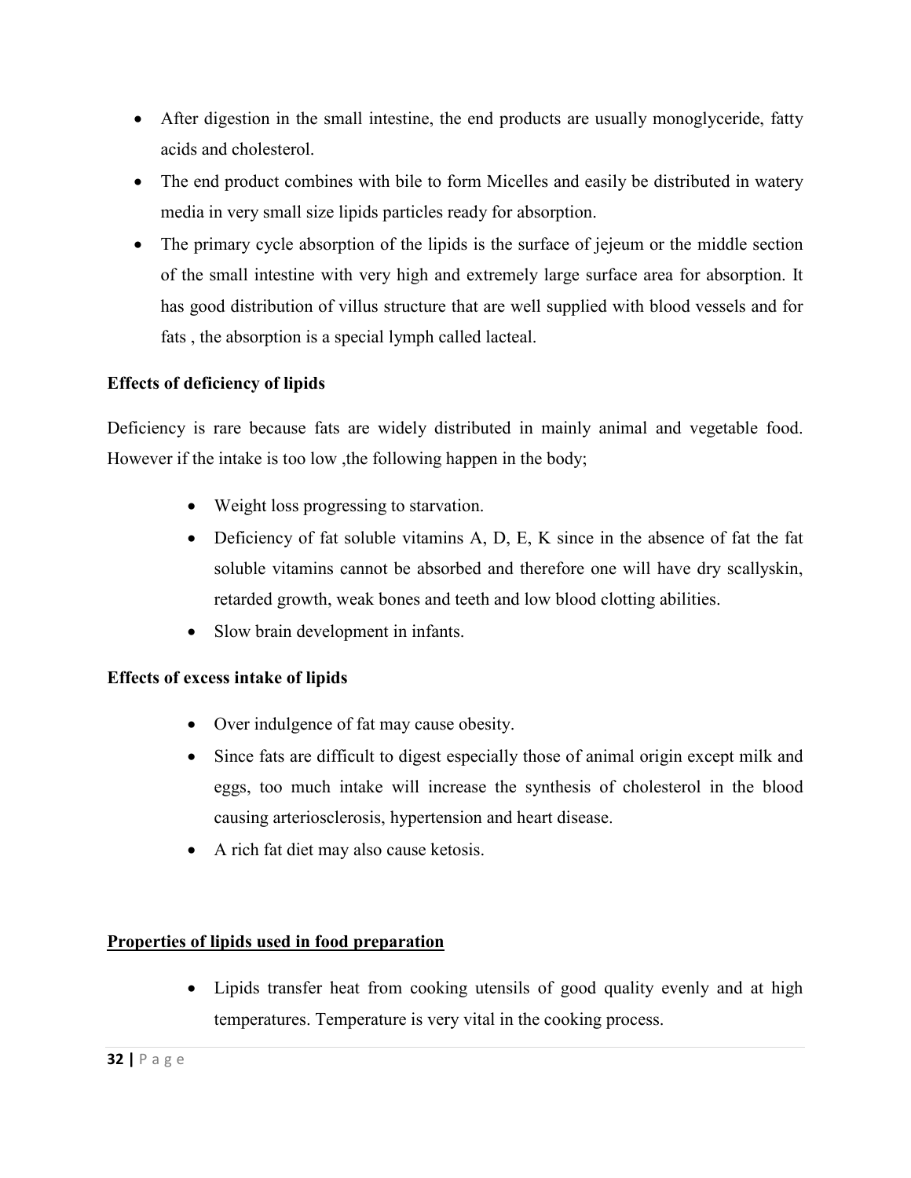- After digestion in the small intestine, the end products are usually monoglyceride, fatty acids and cholesterol.
- The end product combines with bile to form Micelles and easily be distributed in watery media in very small size lipids particles ready for absorption.
- The primary cycle absorption of the lipids is the surface of jejeum or the middle section of the small intestine with very high and extremely large surface area for absorption. It has good distribution of villus structure that are well supplied with blood vessels and for fats , the absorption is a special lymph called lacteal.

**Effects of deficiency of lipids**

Deficiency is rare because fats are widely distributed in mainly animal and vegetable food. However if the intake is too low ,the following happen in the body;

- Weight loss progressing to starvation.
- Deficiency of fat soluble vitamins A, D, E, K since in the absence of fat the fat soluble vitamins cannot be absorbed and therefore one will have dry scallyskin, retarded growth, weak bones and teeth and low blood clotting abilities.
- Slow brain development in infants.

**Effects of excess intake of lipids**

- Over indulgence of fat may cause obesity.
- Since fats are difficult to digest especially those of animal origin except milk and eggs, too much intake will increase the synthesis of cholesterol in the blood causing arteriosclerosis, hypertension and heart disease.
- A rich fat diet may also cause ketosis.

**<u>Properties of lipids used in food preparation</u>**

- Lipids transfer heat from cooking utensils of good quality evenly and at high temperatures. Temperature is very vital in the cooking process.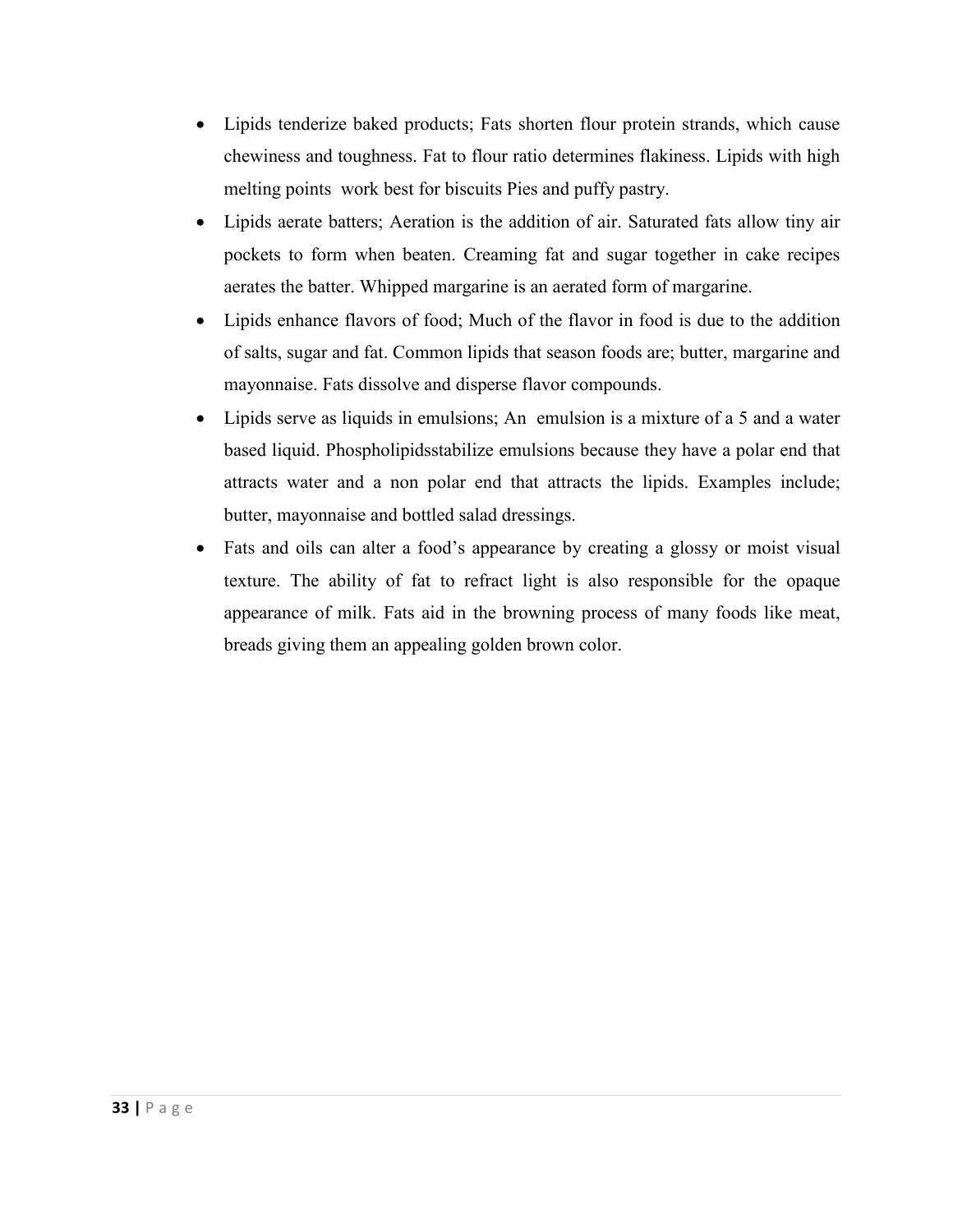- Lipids tenderize baked products; Fats shorten flour protein strands, which cause chewiness and toughness. Fat to flour ratio determines flakiness. Lipids with high melting points work best for biscuits Pies and puffy pastry.
- Lipids aerate batters; Aeration is the addition of air. Saturated fats allow tiny air pockets to form when beaten. Creaming fat and sugar together in cake recipes aerates the batter. Whipped margarine is an aerated form of margarine.
- Lipids enhance flavors of food; Much of the flavor in food is due to the addition of salts, sugar and fat. Common lipids that season foods are; butter, margarine and mayonnaise. Fats dissolve and disperse flavor compounds.
- Lipids serve as liquids in emulsions; An emulsion is a mixture of a 5 and a water based liquid. Phospholipidsstabilize emulsions because they have a polar end that attracts water and a non polar end that attracts the lipids. Examples include; butter, mayonnaise and bottled salad dressings.
- Fats and oils can alter a food's appearance by creating a glossy or moist visual texture. The ability of fat to refract light is also responsible for the opaque appearance of milk. Fats aid in the browning process of many foods like meat, breads giving them an appealing golden brown color.